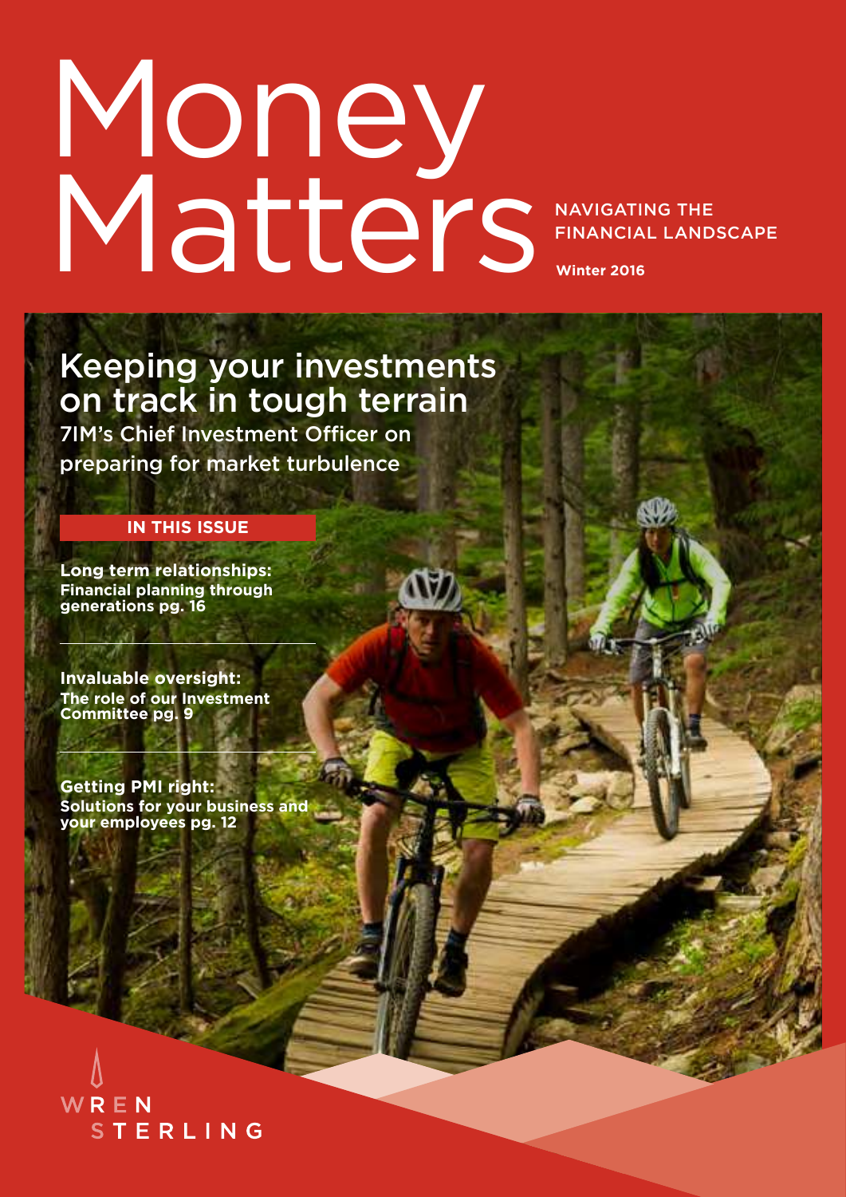# Money Matters

NAVIGATING THE FINANCIAL LANDSCAPE

**Winter 2016**

## Keeping your investments on track in tough terrain

7IM's Chief Investment Officer on preparing for market turbulence

**IN THIS ISSUE**

**Long term relationships:**
**Financial planning through generations pg. 16**

**Invaluable oversight:**
**The role of our Investment Committee pg. 9**

**Getting PMI right:**
**Solutions for your business and your employees pg. 12**

WREN STERLING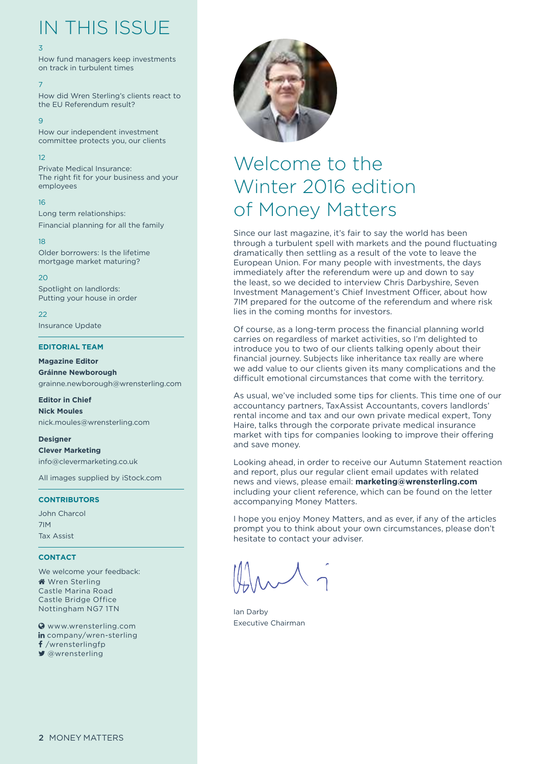# IN THIS ISSUE

3
How fund managers keep investments on track in turbulent times

7
How did Wren Sterling's clients react to the EU Referendum result?

9
How our independent investment committee protects you, our clients

12
Private Medical Insurance: The right fit for your business and your employees

16
Long term relationships: Financial planning for all the family

18
Older borrowers: Is the lifetime mortgage market maturing?

20
Spotlight on landlords: Putting your house in order

22
Insurance Update

## EDITORIAL TEAM

**Magazine Editor**
**Gráinne Newborough**
grainne.newborough@wrensterling.com

**Editor in Chief**
**Nick Moules**
nick.moules@wrensterling.com

**Designer**
**Clever Marketing**
info@clevermarketing.co.uk

All images supplied by iStock.com

## CONTRIBUTORS

John Charcol
7IM
Tax Assist

## CONTACT

We welcome your feedback:
Wren Sterling
Castle Marina Road
Castle Bridge Office
Nottingham NG7 1TN

www.wrensterling.com
company/wren-sterling
/wrensterlingfp
@wrensterling

# Welcome to the Winter 2016 edition of Money Matters

Since our last magazine, it's fair to say the world has been through a turbulent spell with markets and the pound fluctuating dramatically then settling as a result of the vote to leave the European Union. For many people with investments, the days immediately after the referendum were up and down to say the least, so we decided to interview Chris Darbyshire, Seven Investment Management's Chief Investment Officer, about how 7IM prepared for the outcome of the referendum and where risk lies in the coming months for investors.

Of course, as a long-term process the financial planning world carries on regardless of market activities, so I'm delighted to introduce you to two of our clients talking openly about their financial journey. Subjects like inheritance tax really are where we add value to our clients given its many complications and the difficult emotional circumstances that come with the territory.

As usual, we've included some tips for clients. This time one of our accountancy partners, TaxAssist Accountants, covers landlords' rental income and tax and our own private medical expert, Tony Haire, talks through the corporate private medical insurance market with tips for companies looking to improve their offering and save money.

Looking ahead, in order to receive our Autumn Statement reaction and report, plus our regular client email updates with related news and views, please email: **marketing@wrensterling.com** including your client reference, which can be found on the letter accompanying Money Matters.

I hope you enjoy Money Matters, and as ever, if any of the articles prompt you to think about your own circumstances, please don't hesitate to contact your adviser.

Ian Darby
Executive Chairman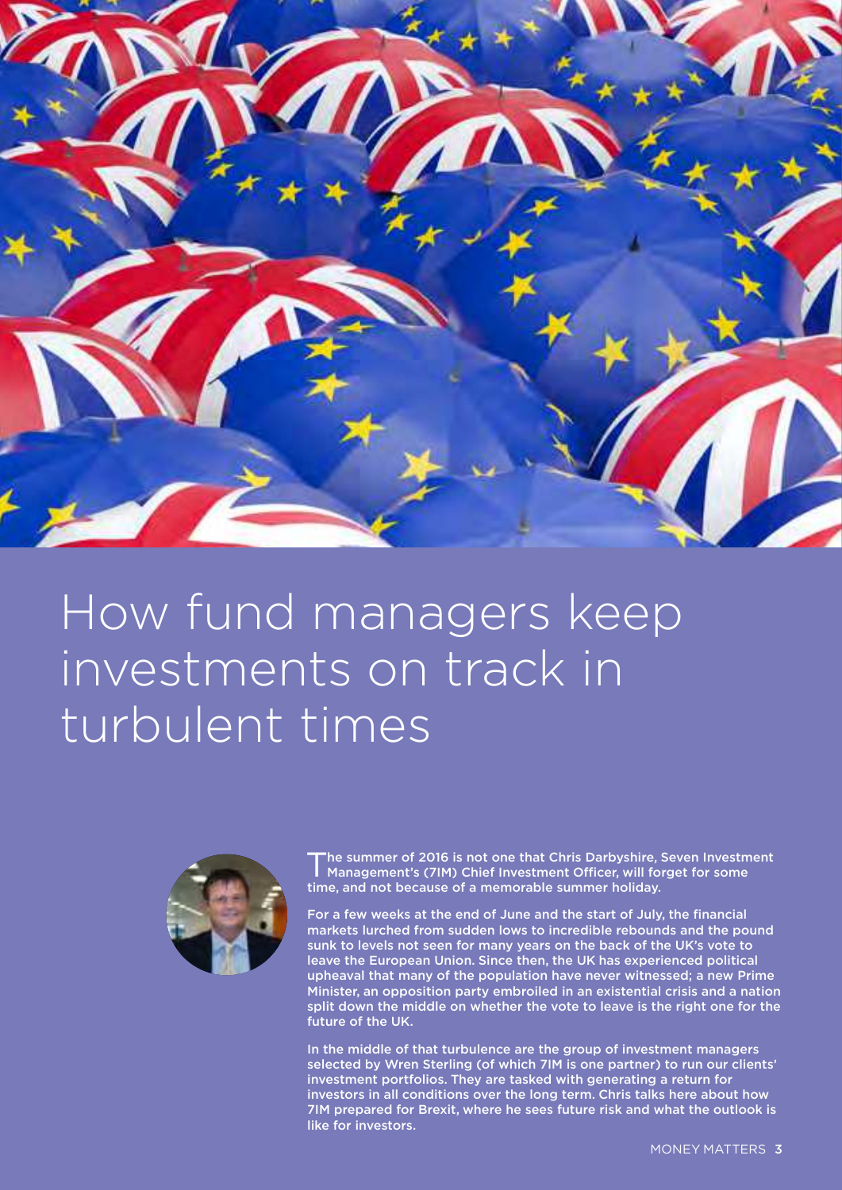# How fund managers keep investments on track in turbulent times

**The summer of 2016 is not one that Chris Darbyshire, Seven Investment Management's (7IM) Chief Investment Officer, will forget for some time, and not because of a memorable summer holiday.**

**For a few weeks at the end of June and the start of July, the financial markets lurched from sudden lows to incredible rebounds and the pound sunk to levels not seen for many years on the back of the UK's vote to leave the European Union. Since then, the UK has experienced political upheaval that many of the population have never witnessed; a new Prime Minister, an opposition party embroiled in an existential crisis and a nation split down the middle on whether the vote to leave is the right one for the future of the UK.**

**In the middle of that turbulence are the group of investment managers selected by Wren Sterling (of which 7IM is one partner) to run our clients' investment portfolios. They are tasked with generating a return for investors in all conditions over the long term. Chris talks here about how 7IM prepared for Brexit, where he sees future risk and what the outlook is like for investors.**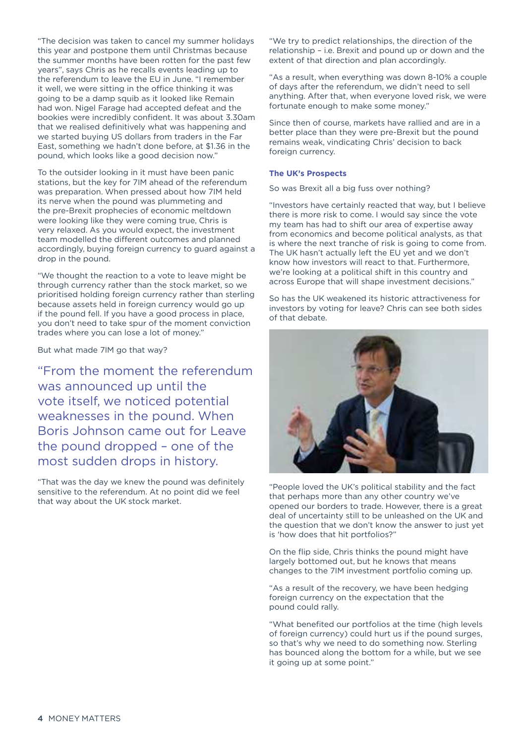"The decision was taken to cancel my summer holidays this year and postpone them until Christmas because the summer months have been rotten for the past few years", says Chris as he recalls events leading up to the referendum to leave the EU in June. "I remember it well, we were sitting in the office thinking it was going to be a damp squib as it looked like Remain had won. Nigel Farage had accepted defeat and the bookies were incredibly confident. It was about 3.30am that we realised definitively what was happening and we started buying US dollars from traders in the Far East, something we hadn't done before, at $1.36 in the pound, which looks like a good decision now."

To the outsider looking in it must have been panic stations, but the key for 7IM ahead of the referendum was preparation. When pressed about how 7IM held its nerve when the pound was plummeting and the pre-Brexit prophecies of economic meltdown were looking like they were coming true, Chris is very relaxed. As you would expect, the investment team modelled the different outcomes and planned accordingly, buying foreign currency to guard against a drop in the pound.

"We thought the reaction to a vote to leave might be through currency rather than the stock market, so we prioritised holding foreign currency rather than sterling because assets held in foreign currency would go up if the pound fell. If you have a good process in place, you don't need to take spur of the moment conviction trades where you can lose a lot of money."

But what made 7IM go that way?

"From the moment the referendum was announced up until the vote itself, we noticed potential weaknesses in the pound. When Boris Johnson came out for Leave the pound dropped – one of the most sudden drops in history.

"That was the day we knew the pound was definitely sensitive to the referendum. At no point did we feel that way about the UK stock market.

"We try to predict relationships, the direction of the relationship – i.e. Brexit and pound up or down and the extent of that direction and plan accordingly.

"As a result, when everything was down 8-10% a couple of days after the referendum, we didn't need to sell anything. After that, when everyone loved risk, we were fortunate enough to make some money."

Since then of course, markets have rallied and are in a better place than they were pre-Brexit but the pound remains weak, vindicating Chris' decision to back foreign currency.

### The UK's Prospects

So was Brexit all a big fuss over nothing?

"Investors have certainly reacted that way, but I believe there is more risk to come. I would say since the vote my team has had to shift our area of expertise away from economics and become political analysts, as that is where the next tranche of risk is going to come from. The UK hasn't actually left the EU yet and we don't know how investors will react to that. Furthermore, we're looking at a political shift in this country and across Europe that will shape investment decisions."

So has the UK weakened its historic attractiveness for investors by voting for leave? Chris can see both sides of that debate.

"People loved the UK's political stability and the fact that perhaps more than any other country we've opened our borders to trade. However, there is a great deal of uncertainty still to be unleashed on the UK and the question that we don't know the answer to just yet is 'how does that hit portfolios?"

On the flip side, Chris thinks the pound might have largely bottomed out, but he knows that means changes to the 7IM investment portfolio coming up.

"As a result of the recovery, we have been hedging foreign currency on the expectation that the pound could rally.

"What benefited our portfolios at the time (high levels of foreign currency) could hurt us if the pound surges, so that's why we need to do something now. Sterling has bounced along the bottom for a while, but we see it going up at some point."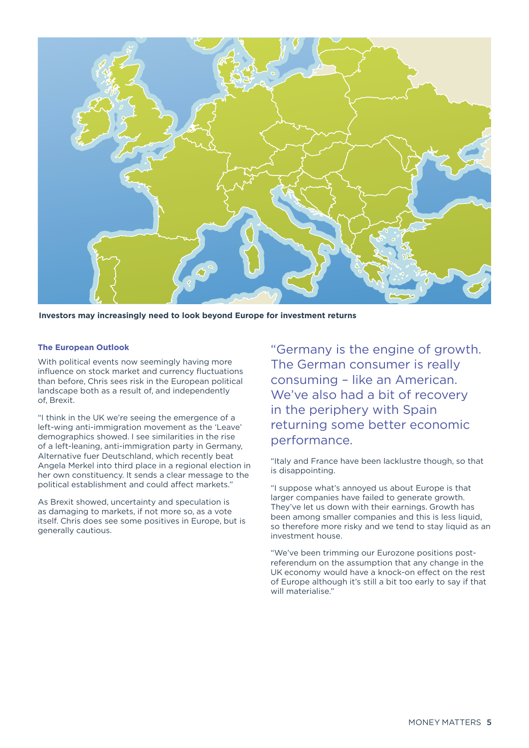Investors may increasingly need to look beyond Europe for investment returns

### The European Outlook

With political events now seemingly having more influence on stock market and currency fluctuations than before, Chris sees risk in the European political landscape both as a result of, and independently of, Brexit.

"I think in the UK we're seeing the emergence of a left-wing anti-immigration movement as the 'Leave' demographics showed. I see similarities in the rise of a left-leaning, anti-immigration party in Germany, Alternative fuer Deutschland, which recently beat Angela Merkel into third place in a regional election in her own constituency. It sends a clear message to the political establishment and could affect markets."

As Brexit showed, uncertainty and speculation is as damaging to markets, if not more so, as a vote itself. Chris does see some positives in Europe, but is generally cautious.

"Germany is the engine of growth. The German consumer is really consuming – like an American. We've also had a bit of recovery in the periphery with Spain returning some better economic performance.

"Italy and France have been lacklustre though, so that is disappointing.

"I suppose what's annoyed us about Europe is that larger companies have failed to generate growth. They've let us down with their earnings. Growth has been among smaller companies and this is less liquid, so therefore more risky and we tend to stay liquid as an investment house.

"We've been trimming our Eurozone positions post-referendum on the assumption that any change in the UK economy would have a knock-on effect on the rest of Europe although it's still a bit too early to say if that will materialise."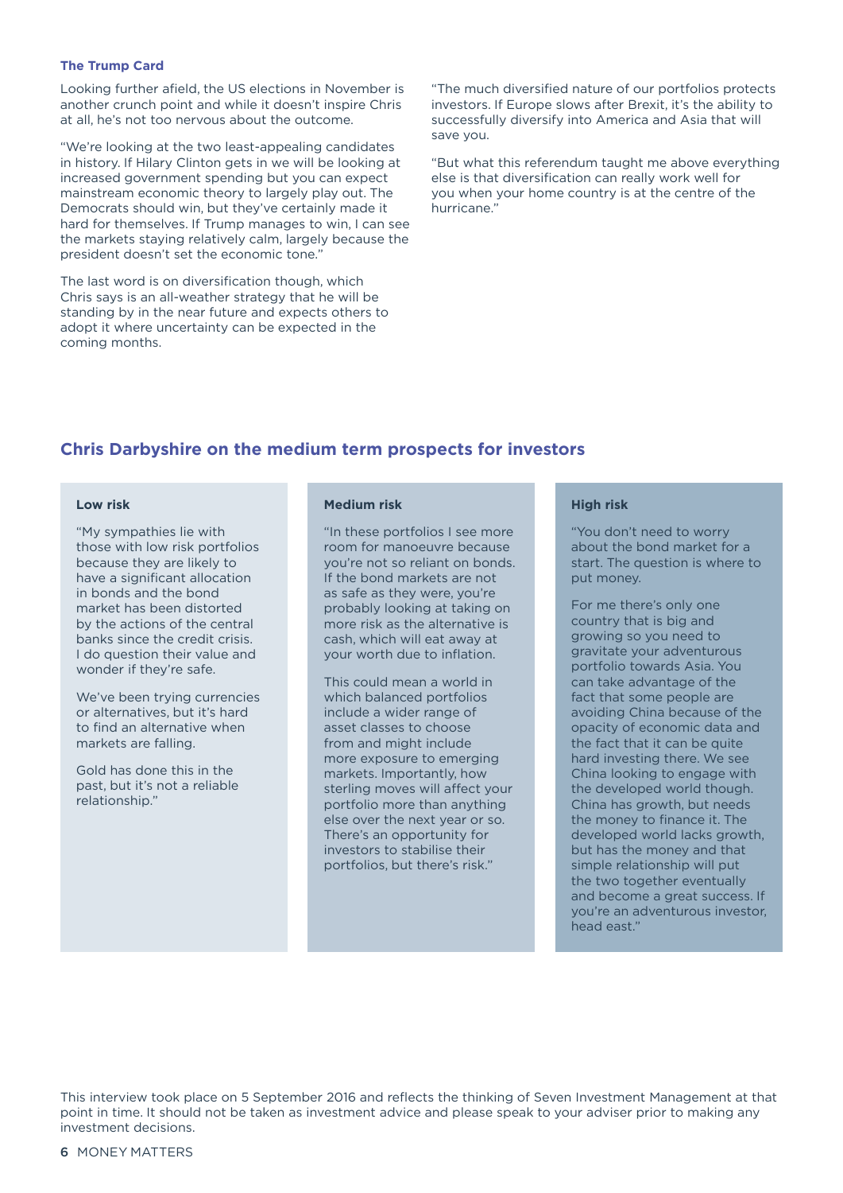### The Trump Card

Looking further afield, the US elections in November is another crunch point and while it doesn't inspire Chris at all, he's not too nervous about the outcome.

"We're looking at the two least-appealing candidates in history. If Hilary Clinton gets in we will be looking at increased government spending but you can expect mainstream economic theory to largely play out. The Democrats should win, but they've certainly made it hard for themselves. If Trump manages to win, I can see the markets staying relatively calm, largely because the president doesn't set the economic tone."

The last word is on diversification though, which Chris says is an all-weather strategy that he will be standing by in the near future and expects others to adopt it where uncertainty can be expected in the coming months.

"The much diversified nature of our portfolios protects investors. If Europe slows after Brexit, it's the ability to successfully diversify into America and Asia that will save you.

"But what this referendum taught me above everything else is that diversification can really work well for you when your home country is at the centre of the hurricane."

## Chris Darbyshire on the medium term prospects for investors

### Low risk

"My sympathies lie with those with low risk portfolios because they are likely to have a significant allocation in bonds and the bond market has been distorted by the actions of the central banks since the credit crisis. I do question their value and wonder if they're safe.

We've been trying currencies or alternatives, but it's hard to find an alternative when markets are falling.

Gold has done this in the past, but it's not a reliable relationship."

### Medium risk

"In these portfolios I see more room for manoeuvre because you're not so reliant on bonds. If the bond markets are not as safe as they were, you're probably looking at taking on more risk as the alternative is cash, which will eat away at your worth due to inflation.

This could mean a world in which balanced portfolios include a wider range of asset classes to choose from and might include more exposure to emerging markets. Importantly, how sterling moves will affect your portfolio more than anything else over the next year or so. There's an opportunity for investors to stabilise their portfolios, but there's risk."

### High risk

"You don't need to worry about the bond market for a start. The question is where to put money.

For me there's only one country that is big and growing so you need to gravitate your adventurous portfolio towards Asia. You can take advantage of the fact that some people are avoiding China because of the opacity of economic data and the fact that it can be quite hard investing there. We see China looking to engage with the developed world though. China has growth, but needs the money to finance it. The developed world lacks growth, but has the money and that simple relationship will put the two together eventually and become a great success. If you're an adventurous investor, head east."

This interview took place on 5 September 2016 and reflects the thinking of Seven Investment Management at that point in time. It should not be taken as investment advice and please speak to your adviser prior to making any investment decisions.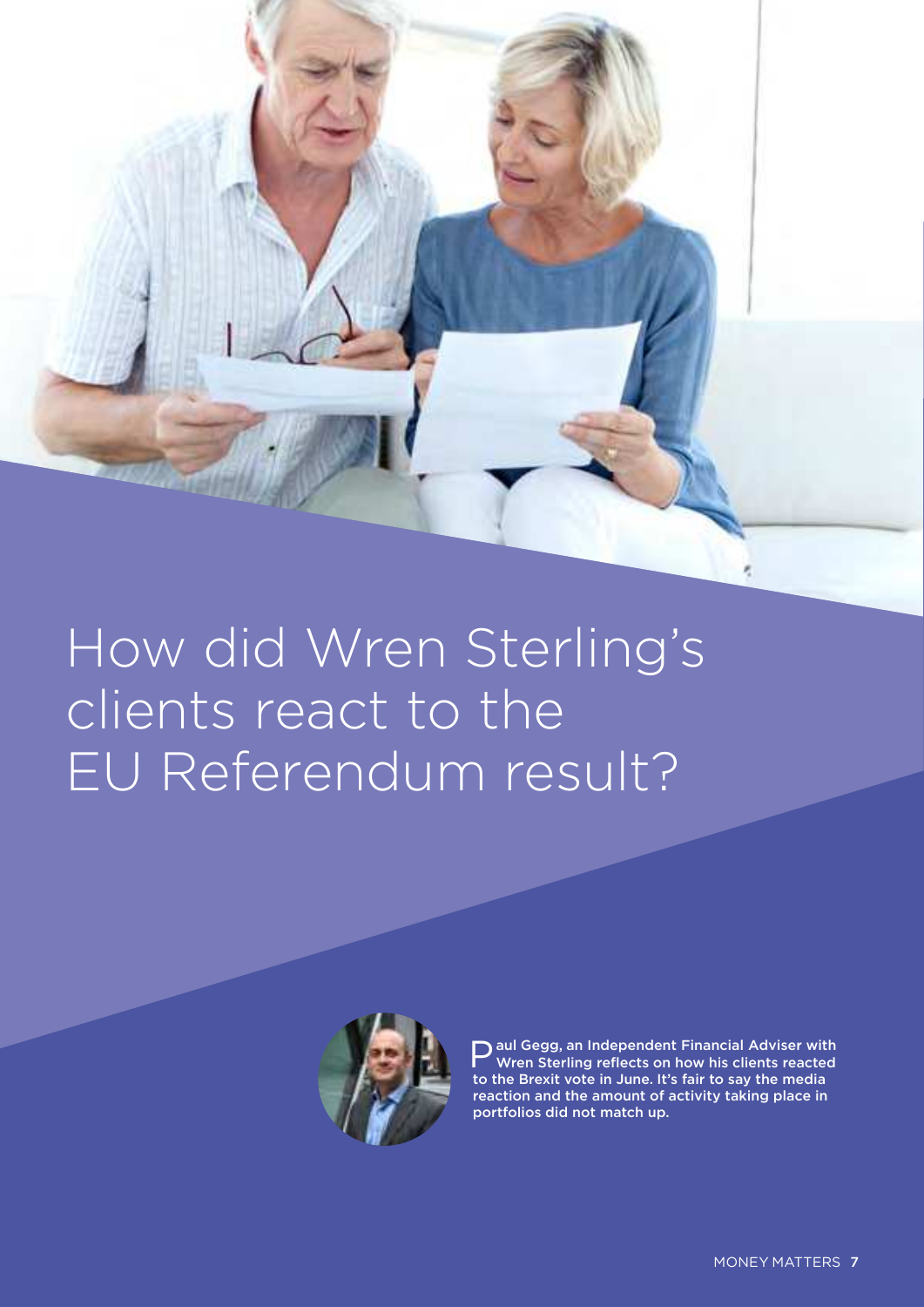# How did Wren Sterling's clients react to the EU Referendum result?

**Paul Gegg, an Independent Financial Adviser with Wren Sterling reflects on how his clients reacted to the Brexit vote in June. It's fair to say the media reaction and the amount of activity taking place in portfolios did not match up.**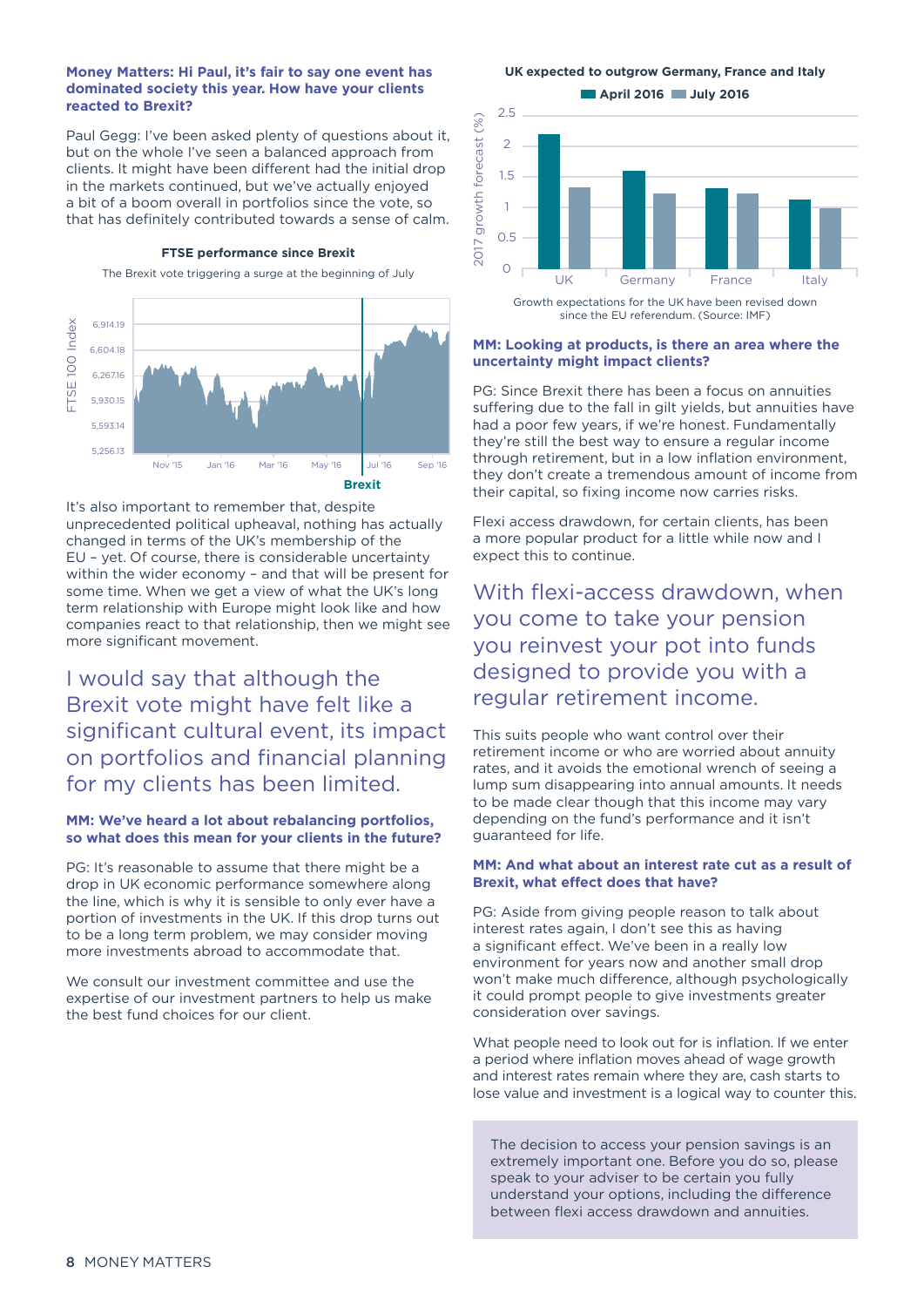**Money Matters: Hi Paul, it's fair to say one event has dominated society this year. How have your clients reacted to Brexit?**

Paul Gegg: I've been asked plenty of questions about it, but on the whole I've seen a balanced approach from clients. It might have been different had the initial drop in the markets continued, but we've actually enjoyed a bit of a boom overall in portfolios since the vote, so that has definitely contributed towards a sense of calm.

**FTSE performance since Brexit**

The Brexit vote triggering a surge at the beginning of July

FTSE 100 Index: 6,914.19; 6,604.18; 6,267.16; 5,930.15; 5,593.14; 5,256.13

Nov '15 | Jan '16 | Mar '16 | May '16 | Jul '16 | Sep '16

**Brexit**

It's also important to remember that, despite unprecedented political upheaval, nothing has actually changed in terms of the UK's membership of the EU – yet. Of course, there is considerable uncertainty within the wider economy – and that will be present for some time. When we get a view of what the UK's long term relationship with Europe might look like and how companies react to that relationship, then we might see more significant movement.

## I would say that although the Brexit vote might have felt like a significant cultural event, its impact on portfolios and financial planning for my clients has been limited.

**MM: We've heard a lot about rebalancing portfolios, so what does this mean for your clients in the future?**

PG: It's reasonable to assume that there might be a drop in UK economic performance somewhere along the line, which is why it is sensible to only ever have a portion of investments in the UK. If this drop turns out to be a long term problem, we may consider moving more investments abroad to accommodate that.

We consult our investment committee and use the expertise of our investment partners to help us make the best fund choices for our client.

**UK expected to outgrow Germany, France and Italy**

| 2017 growth forecast (%) | April 2016 | July 2016 |
|---|---|---|
| UK | 2.2 | 1.3 |
| Germany | 1.6 | 1.2 |
| France | 1.3 | 1.2 |
| Italy | 1.1 | 1.0 |

Growth expectations for the UK have been revised down since the EU referendum. (Source: IMF)

**MM: Looking at products, is there an area where the uncertainty might impact clients?**

PG: Since Brexit there has been a focus on annuities suffering due to the fall in gilt yields, but annuities have had a poor few years, if we're honest. Fundamentally they're still the best way to ensure a regular income through retirement, but in a low inflation environment, they don't create a tremendous amount of income from their capital, so fixing income now carries risks.

Flexi access drawdown, for certain clients, has been a more popular product for a little while now and I expect this to continue.

## With flexi-access drawdown, when you come to take your pension you reinvest your pot into funds designed to provide you with a regular retirement income.

This suits people who want control over their retirement income or who are worried about annuity rates, and it avoids the emotional wrench of seeing a lump sum disappearing into annual amounts. It needs to be made clear though that this income may vary depending on the fund's performance and it isn't guaranteed for life.

**MM: And what about an interest rate cut as a result of Brexit, what effect does that have?**

PG: Aside from giving people reason to talk about interest rates again, I don't see this as having a significant effect. We've been in a really low environment for years now and another small drop won't make much difference, although psychologically it could prompt people to give investments greater consideration over savings.

What people need to look out for is inflation. If we enter a period where inflation moves ahead of wage growth and interest rates remain where they are, cash starts to lose value and investment is a logical way to counter this.

> The decision to access your pension savings is an extremely important one. Before you do so, please speak to your adviser to be certain you fully understand your options, including the difference between flexi access drawdown and annuities.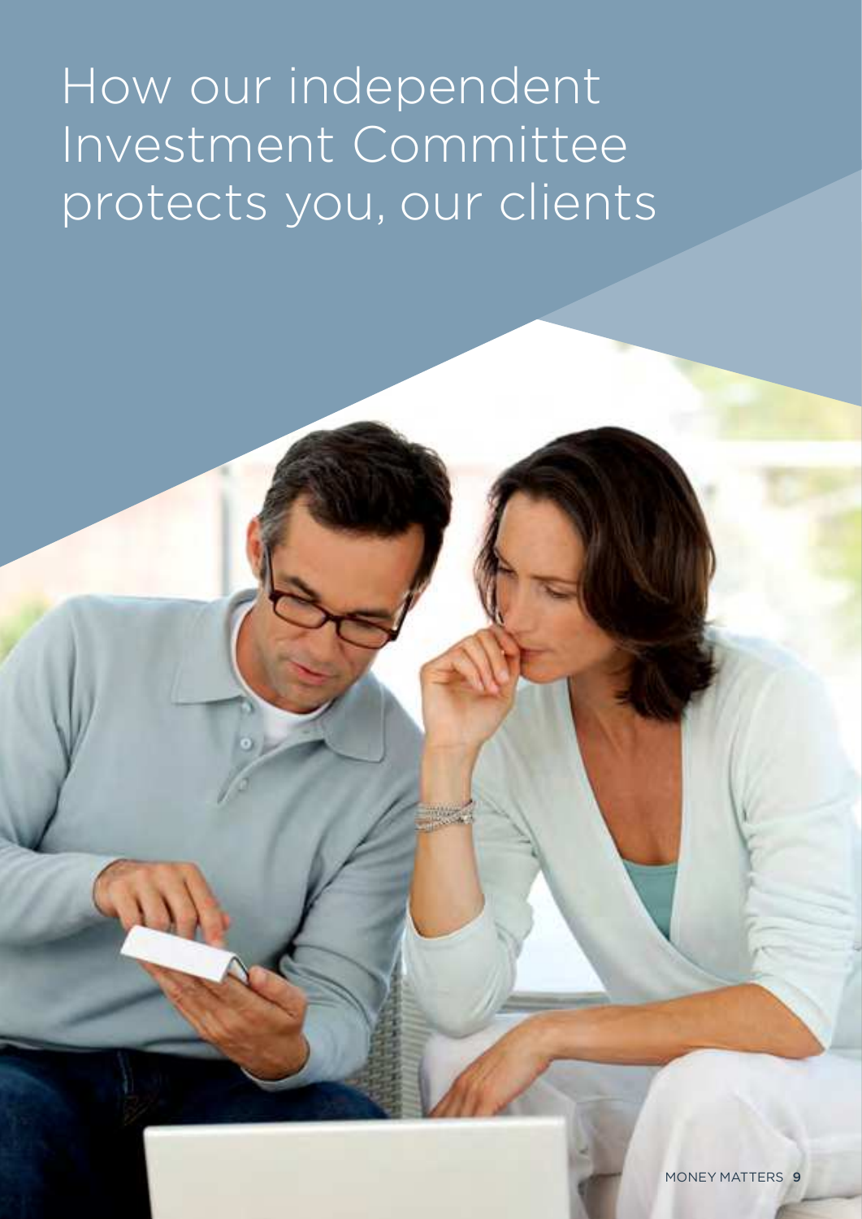# How our independent Investment Committee protects you, our clients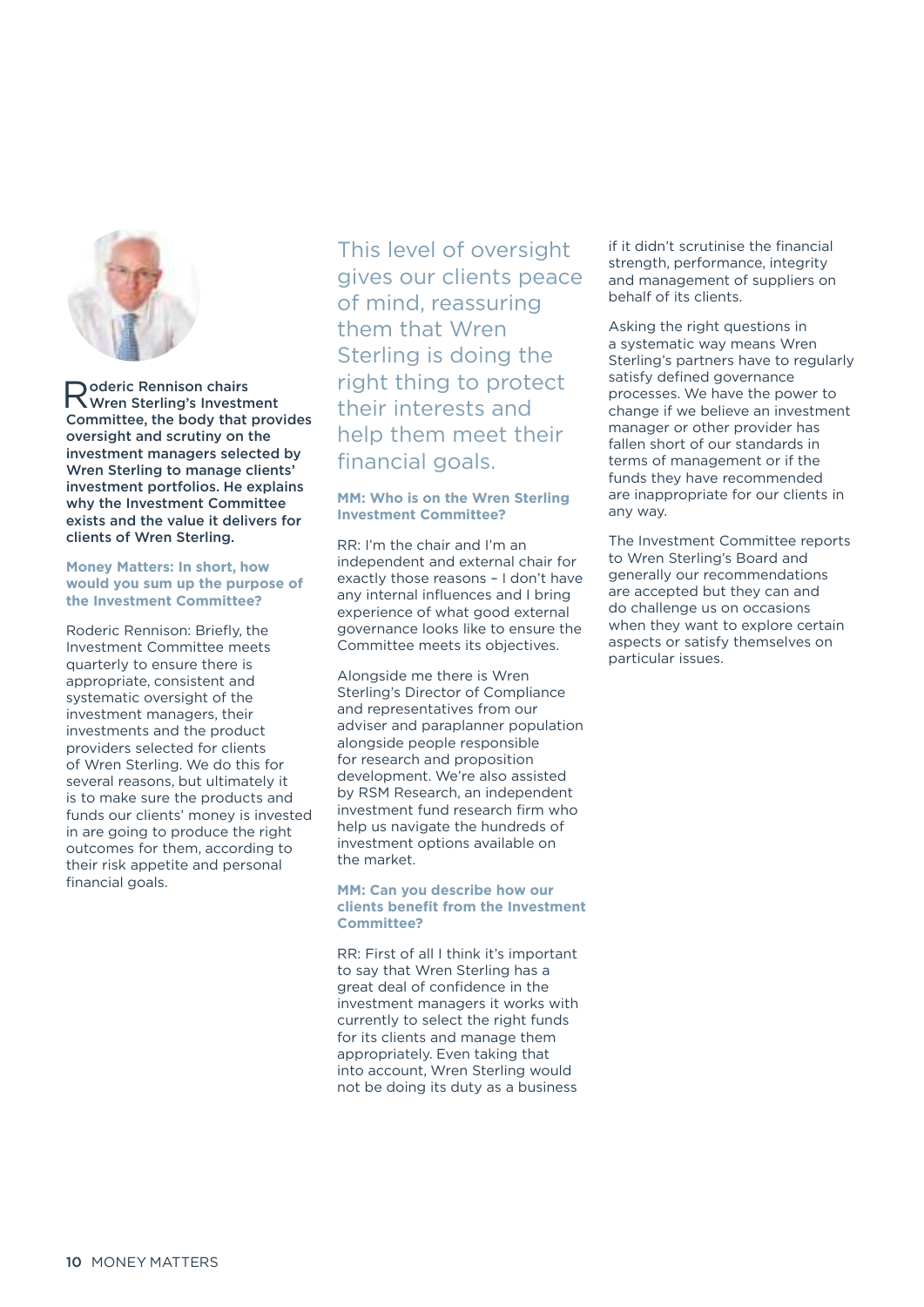**Roderic Rennison chairs Wren Sterling's Investment Committee, the body that provides oversight and scrutiny on the investment managers selected by Wren Sterling to manage clients' investment portfolios. He explains why the Investment Committee exists and the value it delivers for clients of Wren Sterling.**

**Money Matters: In short, how would you sum up the purpose of the Investment Committee?**

Roderic Rennison: Briefly, the Investment Committee meets quarterly to ensure there is appropriate, consistent and systematic oversight of the investment managers, their investments and the product providers selected for clients of Wren Sterling. We do this for several reasons, but ultimately it is to make sure the products and funds our clients' money is invested in are going to produce the right outcomes for them, according to their risk appetite and personal financial goals.

> This level of oversight gives our clients peace of mind, reassuring them that Wren Sterling is doing the right thing to protect their interests and help them meet their financial goals.

**MM: Who is on the Wren Sterling Investment Committee?**

RR: I'm the chair and I'm an independent and external chair for exactly those reasons – I don't have any internal influences and I bring experience of what good external governance looks like to ensure the Committee meets its objectives.

Alongside me there is Wren Sterling's Director of Compliance and representatives from our adviser and paraplanner population alongside people responsible for research and proposition development. We're also assisted by RSM Research, an independent investment fund research firm who help us navigate the hundreds of investment options available on the market.

**MM: Can you describe how our clients benefit from the Investment Committee?**

RR: First of all I think it's important to say that Wren Sterling has a great deal of confidence in the investment managers it works with currently to select the right funds for its clients and manage them appropriately. Even taking that into account, Wren Sterling would not be doing its duty as a business if it didn't scrutinise the financial strength, performance, integrity and management of suppliers on behalf of its clients.

Asking the right questions in a systematic way means Wren Sterling's partners have to regularly satisfy defined governance processes. We have the power to change if we believe an investment manager or other provider has fallen short of our standards in terms of management or if the funds they have recommended are inappropriate for our clients in any way.

The Investment Committee reports to Wren Sterling's Board and generally our recommendations are accepted but they can and do challenge us on occasions when they want to explore certain aspects or satisfy themselves on particular issues.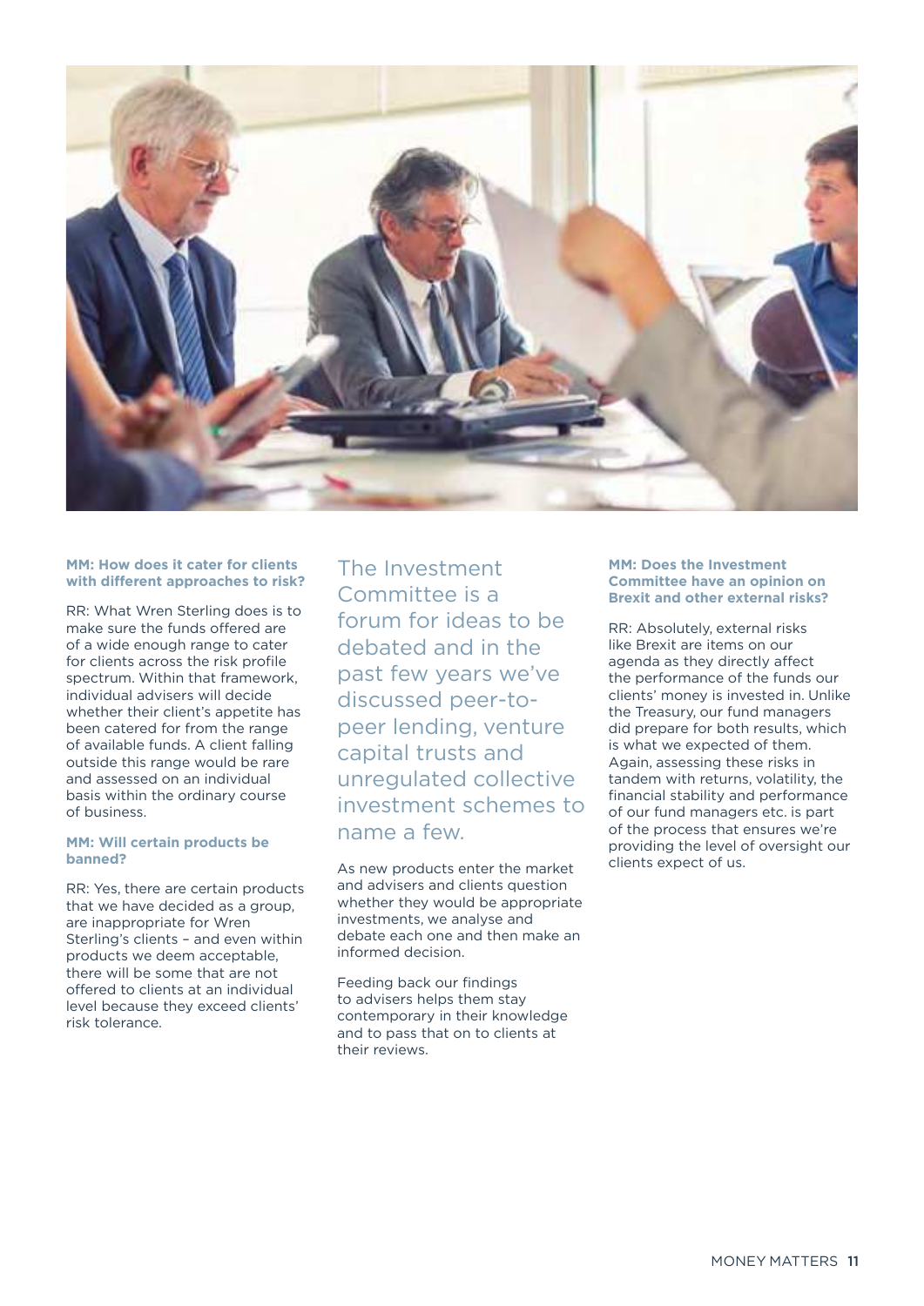**MM: How does it cater for clients with different approaches to risk?**

RR: What Wren Sterling does is to make sure the funds offered are of a wide enough range to cater for clients across the risk profile spectrum. Within that framework, individual advisers will decide whether their client's appetite has been catered for from the range of available funds. A client falling outside this range would be rare and assessed on an individual basis within the ordinary course of business.

**MM: Will certain products be banned?**

RR: Yes, there are certain products that we have decided as a group, are inappropriate for Wren Sterling's clients – and even within products we deem acceptable, there will be some that are not offered to clients at an individual level because they exceed clients' risk tolerance.

> The Investment Committee is a forum for ideas to be debated and in the past few years we've discussed peer-to-peer lending, venture capital trusts and unregulated collective investment schemes to name a few.

As new products enter the market and advisers and clients question whether they would be appropriate investments, we analyse and debate each one and then make an informed decision.

Feeding back our findings to advisers helps them stay contemporary in their knowledge and to pass that on to clients at their reviews.

**MM: Does the Investment Committee have an opinion on Brexit and other external risks?**

RR: Absolutely, external risks like Brexit are items on our agenda as they directly affect the performance of the funds our clients' money is invested in. Unlike the Treasury, our fund managers did prepare for both results, which is what we expected of them. Again, assessing these risks in tandem with returns, volatility, the financial stability and performance of our fund managers etc. is part of the process that ensures we're providing the level of oversight our clients expect of us.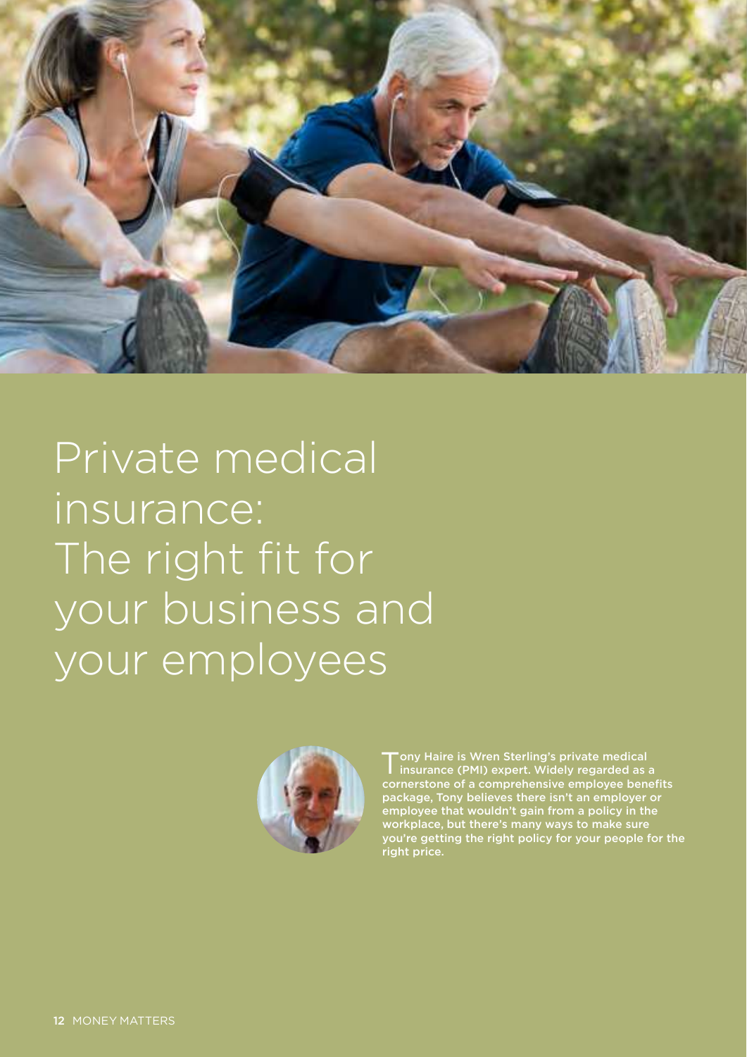# Private medical insurance: The right fit for your business and your employees

**Tony Haire is Wren Sterling's private medical insurance (PMI) expert. Widely regarded as a cornerstone of a comprehensive employee benefits package, Tony believes there isn't an employer or employee that wouldn't gain from a policy in the workplace, but there's many ways to make sure you're getting the right policy for your people for the right price.**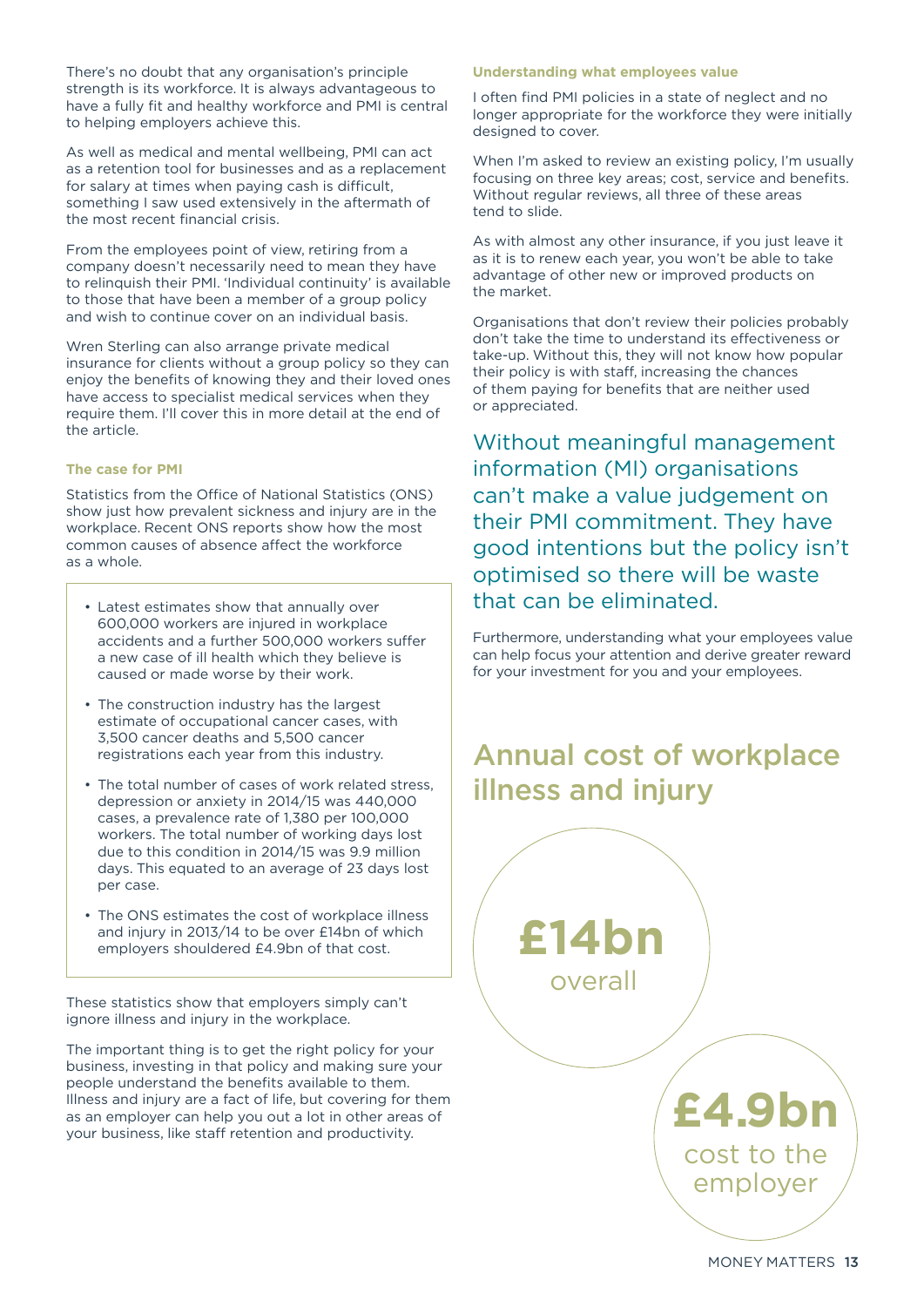There's no doubt that any organisation's principle strength is its workforce. It is always advantageous to have a fully fit and healthy workforce and PMI is central to helping employers achieve this.

As well as medical and mental wellbeing, PMI can act as a retention tool for businesses and as a replacement for salary at times when paying cash is difficult, something I saw used extensively in the aftermath of the most recent financial crisis.

From the employees point of view, retiring from a company doesn't necessarily need to mean they have to relinquish their PMI. 'Individual continuity' is available to those that have been a member of a group policy and wish to continue cover on an individual basis.

Wren Sterling can also arrange private medical insurance for clients without a group policy so they can enjoy the benefits of knowing they and their loved ones have access to specialist medical services when they require them. I'll cover this in more detail at the end of the article.

#### The case for PMI

Statistics from the Office of National Statistics (ONS) show just how prevalent sickness and injury are in the workplace. Recent ONS reports show how the most common causes of absence affect the workforce as a whole.

- Latest estimates show that annually over 600,000 workers are injured in workplace accidents and a further 500,000 workers suffer a new case of ill health which they believe is caused or made worse by their work.
- The construction industry has the largest estimate of occupational cancer cases, with 3,500 cancer deaths and 5,500 cancer registrations each year from this industry.
- The total number of cases of work related stress, depression or anxiety in 2014/15 was 440,000 cases, a prevalence rate of 1,380 per 100,000 workers. The total number of working days lost due to this condition in 2014/15 was 9.9 million days. This equated to an average of 23 days lost per case.
- The ONS estimates the cost of workplace illness and injury in 2013/14 to be over £14bn of which employers shouldered £4.9bn of that cost.

These statistics show that employers simply can't ignore illness and injury in the workplace.

The important thing is to get the right policy for your business, investing in that policy and making sure your people understand the benefits available to them. Illness and injury are a fact of life, but covering for them as an employer can help you out a lot in other areas of your business, like staff retention and productivity.

#### Understanding what employees value

I often find PMI policies in a state of neglect and no longer appropriate for the workforce they were initially designed to cover.

When I'm asked to review an existing policy, I'm usually focusing on three key areas; cost, service and benefits. Without regular reviews, all three of these areas tend to slide.

As with almost any other insurance, if you just leave it as it is to renew each year, you won't be able to take advantage of other new or improved products on the market.

Organisations that don't review their policies probably don't take the time to understand its effectiveness or take-up. Without this, they will not know how popular their policy is with staff, increasing the chances of them paying for benefits that are neither used or appreciated.

> Without meaningful management information (MI) organisations can't make a value judgement on their PMI commitment. They have good intentions but the policy isn't optimised so there will be waste that can be eliminated.

Furthermore, understanding what your employees value can help focus your attention and derive greater reward for your investment for you and your employees.

## Annual cost of workplace illness and injury

**£14bn** overall

**£4.9bn** cost to the employer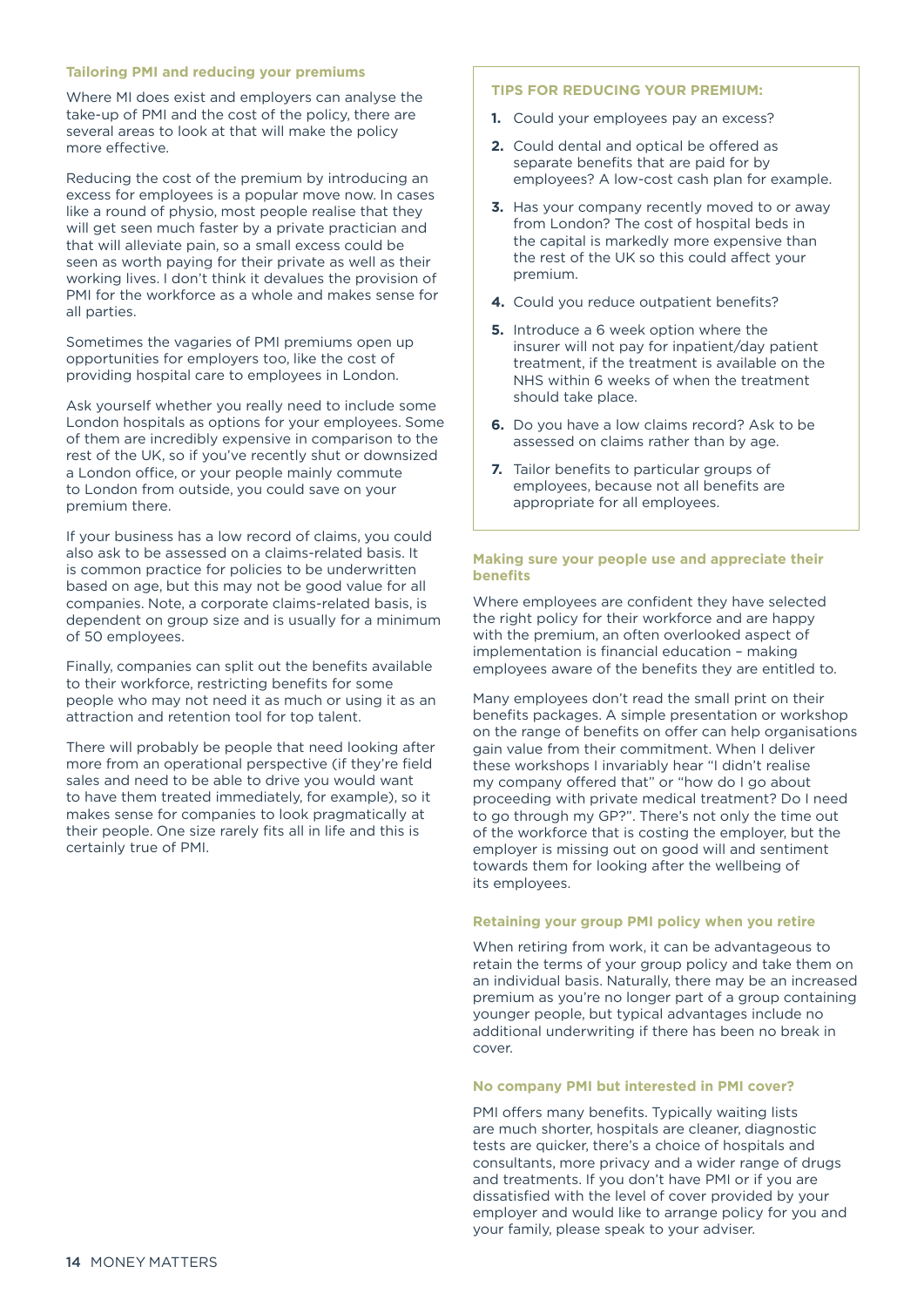### Tailoring PMI and reducing your premiums

Where MI does exist and employers can analyse the take-up of PMI and the cost of the policy, there are several areas to look at that will make the policy more effective.

Reducing the cost of the premium by introducing an excess for employees is a popular move now. In cases like a round of physio, most people realise that they will get seen much faster by a private practician and that will alleviate pain, so a small excess could be seen as worth paying for their private as well as their working lives. I don't think it devalues the provision of PMI for the workforce as a whole and makes sense for all parties.

Sometimes the vagaries of PMI premiums open up opportunities for employers too, like the cost of providing hospital care to employees in London.

Ask yourself whether you really need to include some London hospitals as options for your employees. Some of them are incredibly expensive in comparison to the rest of the UK, so if you've recently shut or downsized a London office, or your people mainly commute to London from outside, you could save on your premium there.

If your business has a low record of claims, you could also ask to be assessed on a claims-related basis. It is common practice for policies to be underwritten based on age, but this may not be good value for all companies. Note, a corporate claims-related basis, is dependent on group size and is usually for a minimum of 50 employees.

Finally, companies can split out the benefits available to their workforce, restricting benefits for some people who may not need it as much or using it as an attraction and retention tool for top talent.

There will probably be people that need looking after more from an operational perspective (if they're field sales and need to be able to drive you would want to have them treated immediately, for example), so it makes sense for companies to look pragmatically at their people. One size rarely fits all in life and this is certainly true of PMI.

### TIPS FOR REDUCING YOUR PREMIUM:

1. Could your employees pay an excess?
2. Could dental and optical be offered as separate benefits that are paid for by employees? A low-cost cash plan for example.
3. Has your company recently moved to or away from London? The cost of hospital beds in the capital is markedly more expensive than the rest of the UK so this could affect your premium.
4. Could you reduce outpatient benefits?
5. Introduce a 6 week option where the insurer will not pay for inpatient/day patient treatment, if the treatment is available on the NHS within 6 weeks of when the treatment should take place.
6. Do you have a low claims record? Ask to be assessed on claims rather than by age.
7. Tailor benefits to particular groups of employees, because not all benefits are appropriate for all employees.

### Making sure your people use and appreciate their benefits

Where employees are confident they have selected the right policy for their workforce and are happy with the premium, an often overlooked aspect of implementation is financial education – making employees aware of the benefits they are entitled to.

Many employees don't read the small print on their benefits packages. A simple presentation or workshop on the range of benefits on offer can help organisations gain value from their commitment. When I deliver these workshops I invariably hear "I didn't realise my company offered that" or "how do I go about proceeding with private medical treatment? Do I need to go through my GP?". There's not only the time out of the workforce that is costing the employer, but the employer is missing out on good will and sentiment towards them for looking after the wellbeing of its employees.

### Retaining your group PMI policy when you retire

When retiring from work, it can be advantageous to retain the terms of your group policy and take them on an individual basis. Naturally, there may be an increased premium as you're no longer part of a group containing younger people, but typical advantages include no additional underwriting if there has been no break in cover.

### No company PMI but interested in PMI cover?

PMI offers many benefits. Typically waiting lists are much shorter, hospitals are cleaner, diagnostic tests are quicker, there's a choice of hospitals and consultants, more privacy and a wider range of drugs and treatments. If you don't have PMI or if you are dissatisfied with the level of cover provided by your employer and would like to arrange policy for you and your family, please speak to your adviser.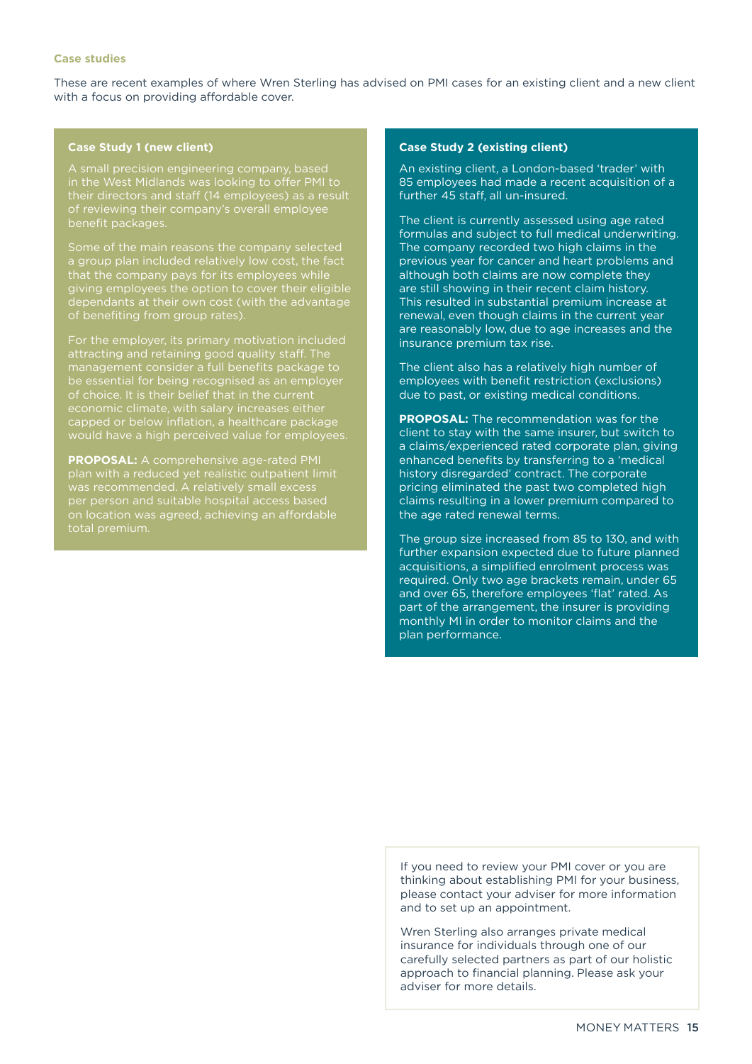**Case studies**

These are recent examples of where Wren Sterling has advised on PMI cases for an existing client and a new client with a focus on providing affordable cover.

### Case Study 1 (new client)

A small precision engineering company, based in the West Midlands was looking to offer PMI to their directors and staff (14 employees) as a result of reviewing their company's overall employee benefit packages.

Some of the main reasons the company selected a group plan included relatively low cost, the fact that the company pays for its employees while giving employees the option to cover their eligible dependants at their own cost (with the advantage of benefiting from group rates).

For the employer, its primary motivation included attracting and retaining good quality staff. The management consider a full benefits package to be essential for being recognised as an employer of choice. It is their belief that in the current economic climate, with salary increases either capped or below inflation, a healthcare package would have a high perceived value for employees.

**PROPOSAL:** A comprehensive age-rated PMI plan with a reduced yet realistic outpatient limit was recommended. A relatively small excess per person and suitable hospital access based on location was agreed, achieving an affordable total premium.

### Case Study 2 (existing client)

An existing client, a London-based 'trader' with 85 employees had made a recent acquisition of a further 45 staff, all un-insured.

The client is currently assessed using age rated formulas and subject to full medical underwriting. The company recorded two high claims in the previous year for cancer and heart problems and although both claims are now complete they are still showing in their recent claim history. This resulted in substantial premium increase at renewal, even though claims in the current year are reasonably low, due to age increases and the insurance premium tax rise.

The client also has a relatively high number of employees with benefit restriction (exclusions) due to past, or existing medical conditions.

**PROPOSAL:** The recommendation was for the client to stay with the same insurer, but switch to a claims/experienced rated corporate plan, giving enhanced benefits by transferring to a 'medical history disregarded' contract. The corporate pricing eliminated the past two completed high claims resulting in a lower premium compared to the age rated renewal terms.

The group size increased from 85 to 130, and with further expansion expected due to future planned acquisitions, a simplified enrolment process was required. Only two age brackets remain, under 65 and over 65, therefore employees 'flat' rated. As part of the arrangement, the insurer is providing monthly MI in order to monitor claims and the plan performance.

---

If you need to review your PMI cover or you are thinking about establishing PMI for your business, please contact your adviser for more information and to set up an appointment.

Wren Sterling also arranges private medical insurance for individuals through one of our carefully selected partners as part of our holistic approach to financial planning. Please ask your adviser for more details.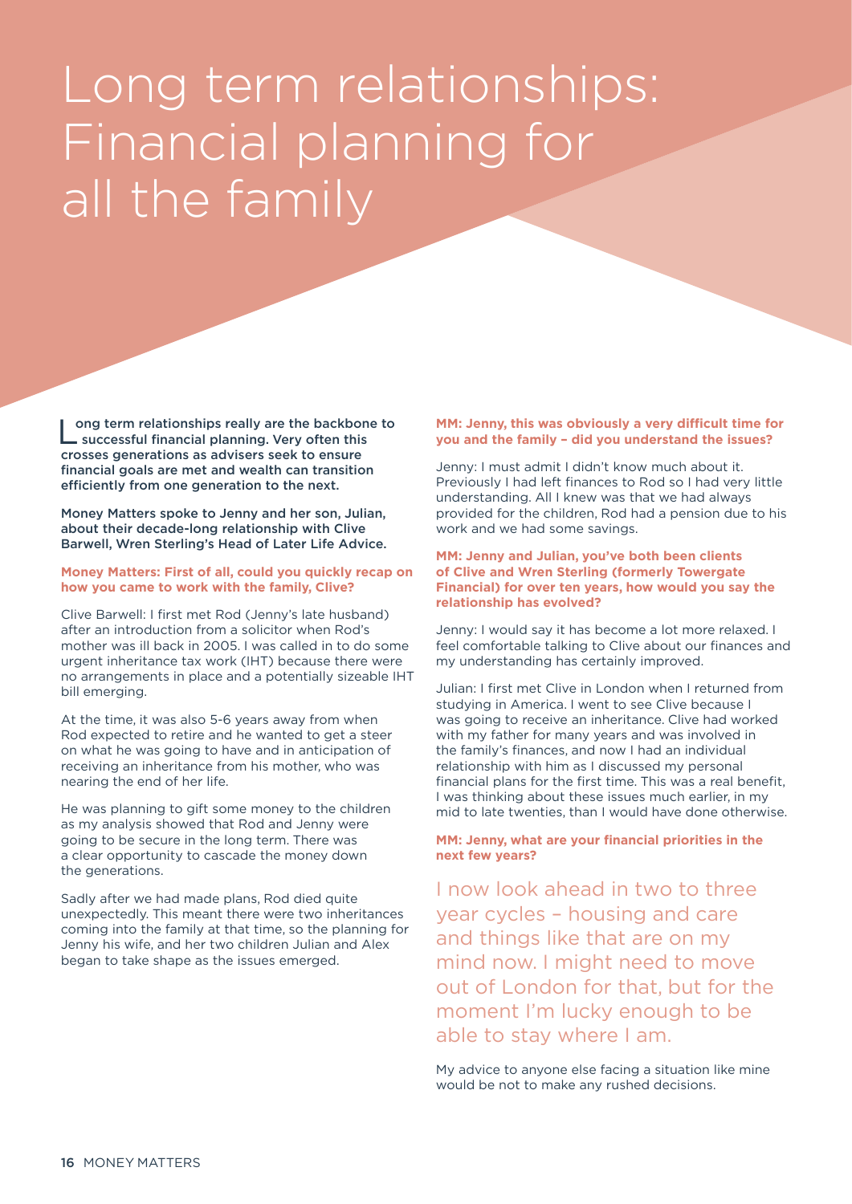# Long term relationships: Financial planning for all the family

**Long term relationships really are the backbone to successful financial planning. Very often this crosses generations as advisers seek to ensure financial goals are met and wealth can transition efficiently from one generation to the next.**

**Money Matters spoke to Jenny and her son, Julian, about their decade-long relationship with Clive Barwell, Wren Sterling's Head of Later Life Advice.**

**Money Matters: First of all, could you quickly recap on how you came to work with the family, Clive?**

Clive Barwell: I first met Rod (Jenny's late husband) after an introduction from a solicitor when Rod's mother was ill back in 2005. I was called in to do some urgent inheritance tax work (IHT) because there were no arrangements in place and a potentially sizeable IHT bill emerging.

At the time, it was also 5-6 years away from when Rod expected to retire and he wanted to get a steer on what he was going to have and in anticipation of receiving an inheritance from his mother, who was nearing the end of her life.

He was planning to gift some money to the children as my analysis showed that Rod and Jenny were going to be secure in the long term. There was a clear opportunity to cascade the money down the generations.

Sadly after we had made plans, Rod died quite unexpectedly. This meant there were two inheritances coming into the family at that time, so the planning for Jenny his wife, and her two children Julian and Alex began to take shape as the issues emerged.

**MM: Jenny, this was obviously a very difficult time for you and the family – did you understand the issues?**

Jenny: I must admit I didn't know much about it. Previously I had left finances to Rod so I had very little understanding. All I knew was that we had always provided for the children, Rod had a pension due to his work and we had some savings.

**MM: Jenny and Julian, you've both been clients of Clive and Wren Sterling (formerly Towergate Financial) for over ten years, how would you say the relationship has evolved?**

Jenny: I would say it has become a lot more relaxed. I feel comfortable talking to Clive about our finances and my understanding has certainly improved.

Julian: I first met Clive in London when I returned from studying in America. I went to see Clive because I was going to receive an inheritance. Clive had worked with my father for many years and was involved in the family's finances, and now I had an individual relationship with him as I discussed my personal financial plans for the first time. This was a real benefit, I was thinking about these issues much earlier, in my mid to late twenties, than I would have done otherwise.

**MM: Jenny, what are your financial priorities in the next few years?**

> I now look ahead in two to three year cycles – housing and care and things like that are on my mind now. I might need to move out of London for that, but for the moment I'm lucky enough to be able to stay where I am.

My advice to anyone else facing a situation like mine would be not to make any rushed decisions.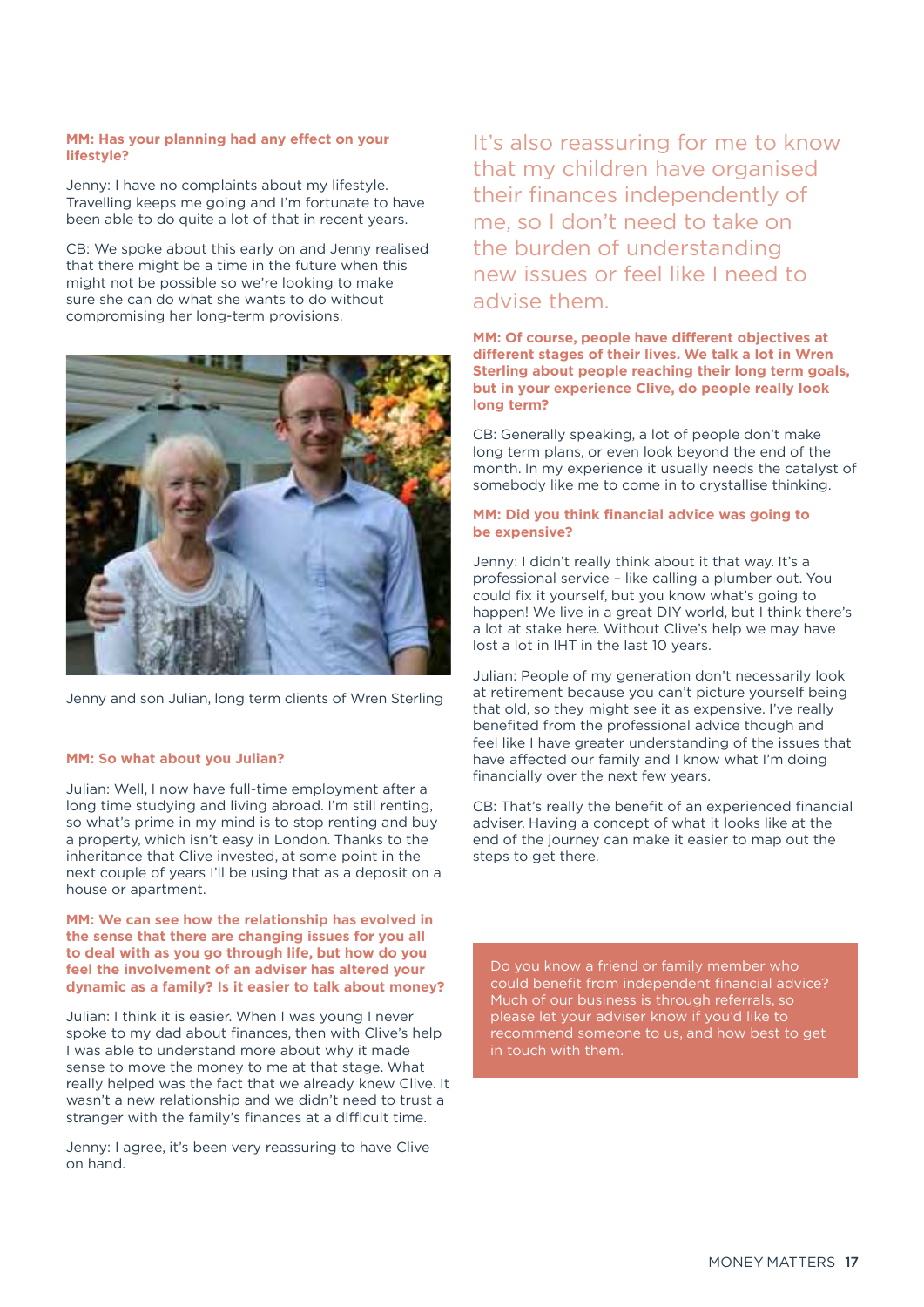**MM: Has your planning had any effect on your lifestyle?**

Jenny: I have no complaints about my lifestyle. Travelling keeps me going and I'm fortunate to have been able to do quite a lot of that in recent years.

CB: We spoke about this early on and Jenny realised that there might be a time in the future when this might not be possible so we're looking to make sure she can do what she wants to do without compromising her long-term provisions.

Jenny and son Julian, long term clients of Wren Sterling

**MM: So what about you Julian?**

Julian: Well, I now have full-time employment after a long time studying and living abroad. I'm still renting, so what's prime in my mind is to stop renting and buy a property, which isn't easy in London. Thanks to the inheritance that Clive invested, at some point in the next couple of years I'll be using that as a deposit on a house or apartment.

**MM: We can see how the relationship has evolved in the sense that there are changing issues for you all to deal with as you go through life, but how do you feel the involvement of an adviser has altered your dynamic as a family? Is it easier to talk about money?**

Julian: I think it is easier. When I was young I never spoke to my dad about finances, then with Clive's help I was able to understand more about why it made sense to move the money to me at that stage. What really helped was the fact that we already knew Clive. It wasn't a new relationship and we didn't need to trust a stranger with the family's finances at a difficult time.

Jenny: I agree, it's been very reassuring to have Clive on hand.

> It's also reassuring for me to know that my children have organised their finances independently of me, so I don't need to take on the burden of understanding new issues or feel like I need to advise them.

**MM: Of course, people have different objectives at different stages of their lives. We talk a lot in Wren Sterling about people reaching their long term goals, but in your experience Clive, do people really look long term?**

CB: Generally speaking, a lot of people don't make long term plans, or even look beyond the end of the month. In my experience it usually needs the catalyst of somebody like me to come in to crystallise thinking.

**MM: Did you think financial advice was going to be expensive?**

Jenny: I didn't really think about it that way. It's a professional service – like calling a plumber out. You could fix it yourself, but you know what's going to happen! We live in a great DIY world, but I think there's a lot at stake here. Without Clive's help we may have lost a lot in IHT in the last 10 years.

Julian: People of my generation don't necessarily look at retirement because you can't picture yourself being that old, so they might see it as expensive. I've really benefited from the professional advice though and feel like I have greater understanding of the issues that have affected our family and I know what I'm doing financially over the next few years.

CB: That's really the benefit of an experienced financial adviser. Having a concept of what it looks like at the end of the journey can make it easier to map out the steps to get there.

Do you know a friend or family member who could benefit from independent financial advice? Much of our business is through referrals, so please let your adviser know if you'd like to recommend someone to us, and how best to get in touch with them.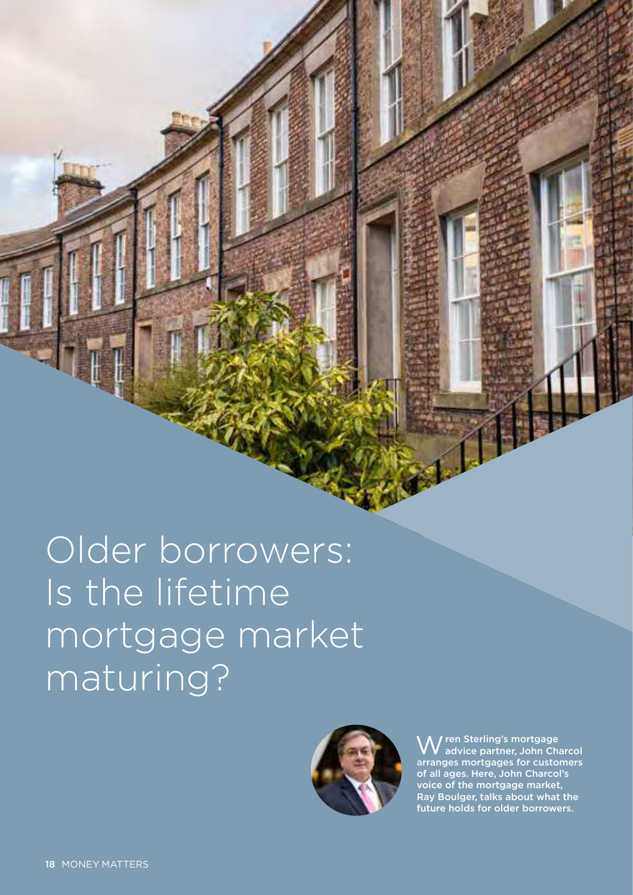# Older borrowers: Is the lifetime mortgage market maturing?

**Wren Sterling's mortgage advice partner, John Charcol arranges mortgages for customers of all ages. Here, John Charcol's voice of the mortgage market, Ray Boulger, talks about what the future holds for older borrowers.**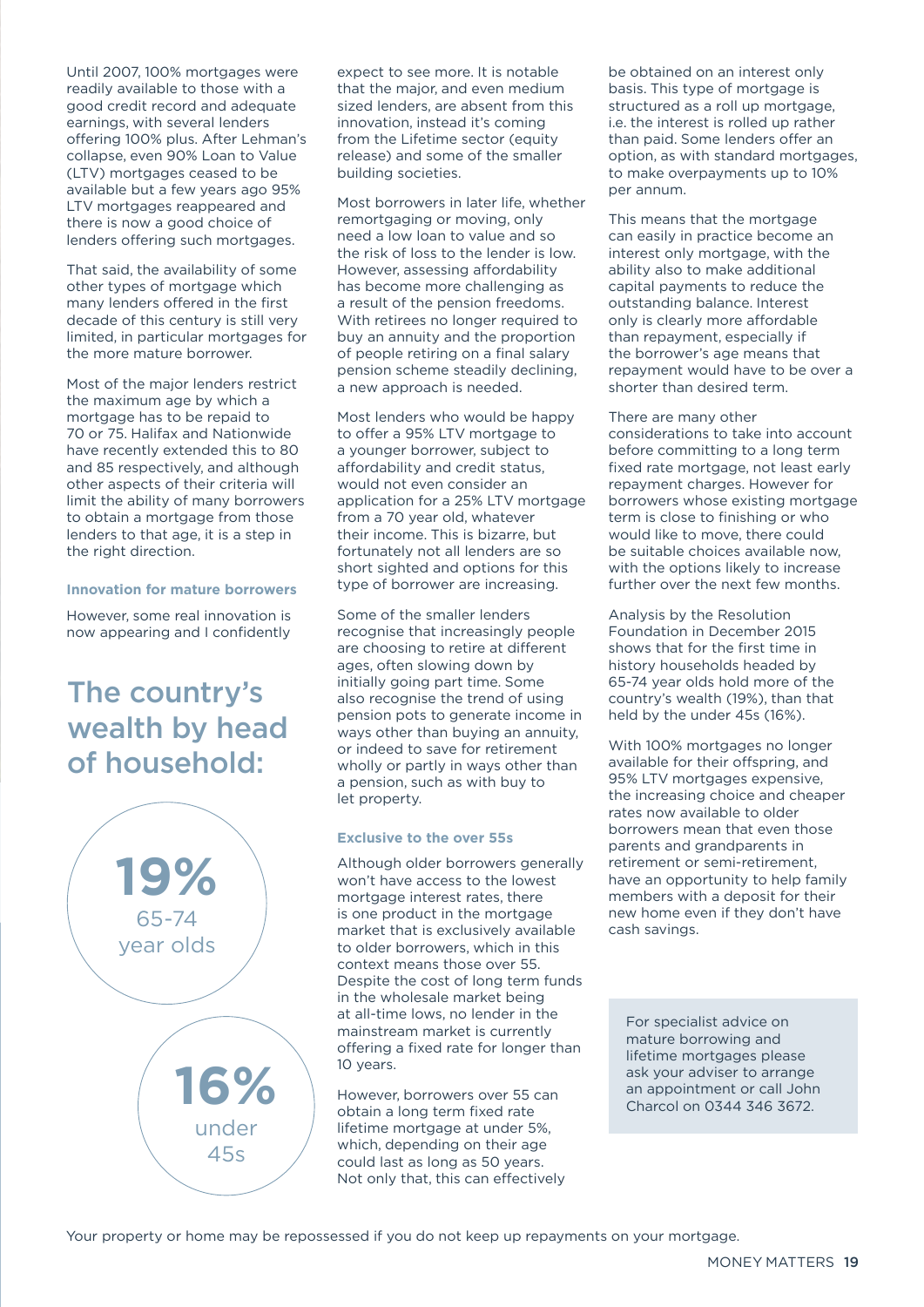Until 2007, 100% mortgages were readily available to those with a good credit record and adequate earnings, with several lenders offering 100% plus. After Lehman's collapse, even 90% Loan to Value (LTV) mortgages ceased to be available but a few years ago 95% LTV mortgages reappeared and there is now a good choice of lenders offering such mortgages.

That said, the availability of some other types of mortgage which many lenders offered in the first decade of this century is still very limited, in particular mortgages for the more mature borrower.

Most of the major lenders restrict the maximum age by which a mortgage has to be repaid to 70 or 75. Halifax and Nationwide have recently extended this to 80 and 85 respectively, and although other aspects of their criteria will limit the ability of many borrowers to obtain a mortgage from those lenders to that age, it is a step in the right direction.

### Innovation for mature borrowers

However, some real innovation is now appearing and I confidently expect to see more. It is notable that the major, and even medium sized lenders, are absent from this innovation, instead it's coming from the Lifetime sector (equity release) and some of the smaller building societies.

Most borrowers in later life, whether remortgaging or moving, only need a low loan to value and so the risk of loss to the lender is low. However, assessing affordability has become more challenging as a result of the pension freedoms. With retirees no longer required to buy an annuity and the proportion of people retiring on a final salary pension scheme steadily declining, a new approach is needed.

Most lenders who would be happy to offer a 95% LTV mortgage to a younger borrower, subject to affordability and credit status, would not even consider an application for a 25% LTV mortgage from a 70 year old, whatever their income. This is bizarre, but fortunately not all lenders are so short sighted and options for this type of borrower are increasing.

Some of the smaller lenders recognise that increasingly people are choosing to retire at different ages, often slowing down by initially going part time. Some also recognise the trend of using pension pots to generate income in ways other than buying an annuity, or indeed to save for retirement wholly or partly in ways other than a pension, such as with buy to let property.

### Exclusive to the over 55s

Although older borrowers generally won't have access to the lowest mortgage interest rates, there is one product in the mortgage market that is exclusively available to older borrowers, which in this context means those over 55. Despite the cost of long term funds in the wholesale market being at all-time lows, no lender in the mainstream market is currently offering a fixed rate for longer than 10 years.

However, borrowers over 55 can obtain a long term fixed rate lifetime mortgage at under 5%, which, depending on their age could last as long as 50 years. Not only that, this can effectively be obtained on an interest only basis. This type of mortgage is structured as a roll up mortgage, i.e. the interest is rolled up rather than paid. Some lenders offer an option, as with standard mortgages, to make overpayments up to 10% per annum.

This means that the mortgage can easily in practice become an interest only mortgage, with the ability also to make additional capital payments to reduce the outstanding balance. Interest only is clearly more affordable than repayment, especially if the borrower's age means that repayment would have to be over a shorter than desired term.

There are many other considerations to take into account before committing to a long term fixed rate mortgage, not least early repayment charges. However for borrowers whose existing mortgage term is close to finishing or who would like to move, there could be suitable choices available now, with the options likely to increase further over the next few months.

## The country's wealth by head of household:

**19%** 65-74 year olds

**16%** under 45s

Analysis by the Resolution Foundation in December 2015 shows that for the first time in history households headed by 65-74 year olds hold more of the country's wealth (19%), than that held by the under 45s (16%).

With 100% mortgages no longer available for their offspring, and 95% LTV mortgages expensive, the increasing choice and cheaper rates now available to older borrowers mean that even those parents and grandparents in retirement or semi-retirement, have an opportunity to help family members with a deposit for their new home even if they don't have cash savings.

For specialist advice on mature borrowing and lifetime mortgages please ask your adviser to arrange an appointment or call John Charcol on 0344 346 3672.

Your property or home may be repossessed if you do not keep up repayments on your mortgage.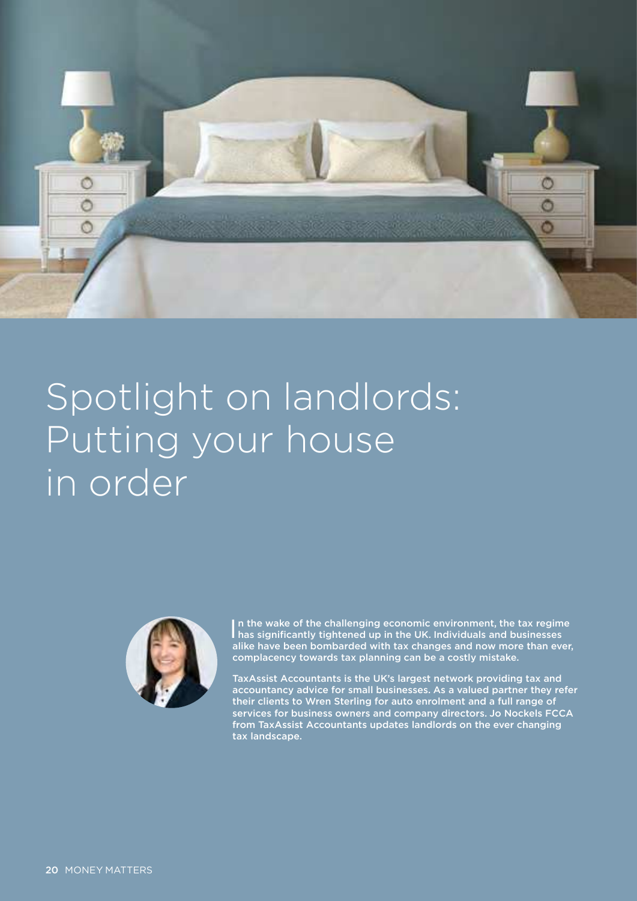# Spotlight on landlords: Putting your house in order

**In the wake of the challenging economic environment, the tax regime has significantly tightened up in the UK. Individuals and businesses alike have been bombarded with tax changes and now more than ever, complacency towards tax planning can be a costly mistake.**

**TaxAssist Accountants is the UK's largest network providing tax and accountancy advice for small businesses. As a valued partner they refer their clients to Wren Sterling for auto enrolment and a full range of services for business owners and company directors. Jo Nockels FCCA from TaxAssist Accountants updates landlords on the ever changing tax landscape.**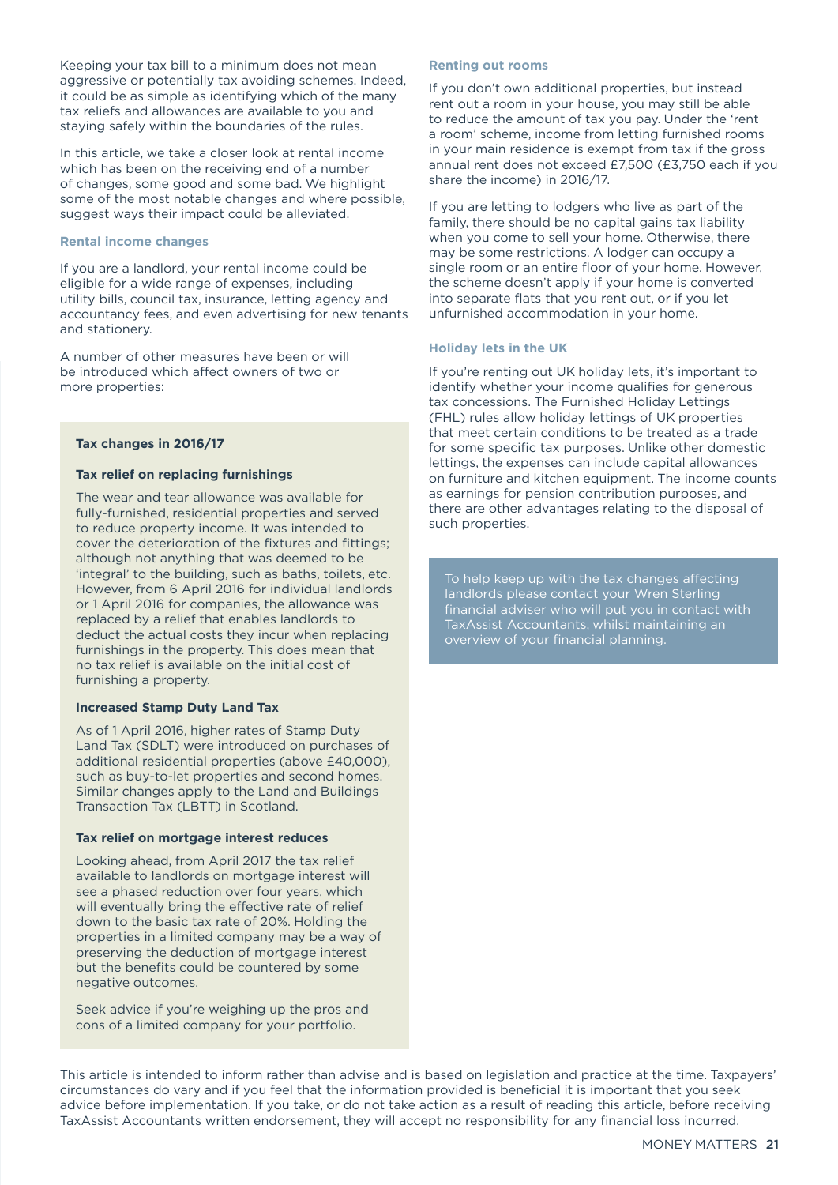Keeping your tax bill to a minimum does not mean aggressive or potentially tax avoiding schemes. Indeed, it could be as simple as identifying which of the many tax reliefs and allowances are available to you and staying safely within the boundaries of the rules.

In this article, we take a closer look at rental income which has been on the receiving end of a number of changes, some good and some bad. We highlight some of the most notable changes and where possible, suggest ways their impact could be alleviated.

### Rental income changes

If you are a landlord, your rental income could be eligible for a wide range of expenses, including utility bills, council tax, insurance, letting agency and accountancy fees, and even advertising for new tenants and stationery.

A number of other measures have been or will be introduced which affect owners of two or more properties:

#### Tax changes in 2016/17

**Tax relief on replacing furnishings**

The wear and tear allowance was available for fully-furnished, residential properties and served to reduce property income. It was intended to cover the deterioration of the fixtures and fittings; although not anything that was deemed to be 'integral' to the building, such as baths, toilets, etc. However, from 6 April 2016 for individual landlords or 1 April 2016 for companies, the allowance was replaced by a relief that enables landlords to deduct the actual costs they incur when replacing furnishings in the property. This does mean that no tax relief is available on the initial cost of furnishing a property.

**Increased Stamp Duty Land Tax**

As of 1 April 2016, higher rates of Stamp Duty Land Tax (SDLT) were introduced on purchases of additional residential properties (above £40,000), such as buy-to-let properties and second homes. Similar changes apply to the Land and Buildings Transaction Tax (LBTT) in Scotland.

**Tax relief on mortgage interest reduces**

Looking ahead, from April 2017 the tax relief available to landlords on mortgage interest will see a phased reduction over four years, which will eventually bring the effective rate of relief down to the basic tax rate of 20%. Holding the properties in a limited company may be a way of preserving the deduction of mortgage interest but the benefits could be countered by some negative outcomes.

Seek advice if you're weighing up the pros and cons of a limited company for your portfolio.

### Renting out rooms

If you don't own additional properties, but instead rent out a room in your house, you may still be able to reduce the amount of tax you pay. Under the 'rent a room' scheme, income from letting furnished rooms in your main residence is exempt from tax if the gross annual rent does not exceed £7,500 (£3,750 each if you share the income) in 2016/17.

If you are letting to lodgers who live as part of the family, there should be no capital gains tax liability when you come to sell your home. Otherwise, there may be some restrictions. A lodger can occupy a single room or an entire floor of your home. However, the scheme doesn't apply if your home is converted into separate flats that you rent out, or if you let unfurnished accommodation in your home.

### Holiday lets in the UK

If you're renting out UK holiday lets, it's important to identify whether your income qualifies for generous tax concessions. The Furnished Holiday Lettings (FHL) rules allow holiday lettings of UK properties that meet certain conditions to be treated as a trade for some specific tax purposes. Unlike other domestic lettings, the expenses can include capital allowances on furniture and kitchen equipment. The income counts as earnings for pension contribution purposes, and there are other advantages relating to the disposal of such properties.

To help keep up with the tax changes affecting landlords please contact your Wren Sterling financial adviser who will put you in contact with TaxAssist Accountants, whilst maintaining an overview of your financial planning.

This article is intended to inform rather than advise and is based on legislation and practice at the time. Taxpayers' circumstances do vary and if you feel that the information provided is beneficial it is important that you seek advice before implementation. If you take, or do not take action as a result of reading this article, before receiving TaxAssist Accountants written endorsement, they will accept no responsibility for any financial loss incurred.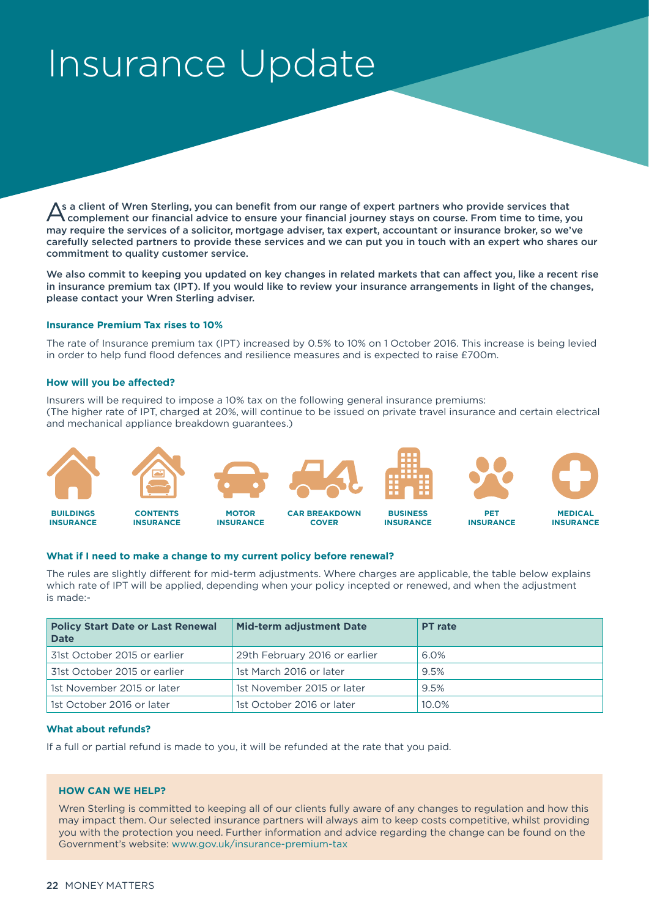# Insurance Update

**As a client of Wren Sterling, you can benefit from our range of expert partners who provide services that complement our financial advice to ensure your financial journey stays on course. From time to time, you may require the services of a solicitor, mortgage adviser, tax expert, accountant or insurance broker, so we've carefully selected partners to provide these services and we can put you in touch with an expert who shares our commitment to quality customer service.**

**We also commit to keeping you updated on key changes in related markets that can affect you, like a recent rise in insurance premium tax (IPT). If you would like to review your insurance arrangements in light of the changes, please contact your Wren Sterling adviser.**

### Insurance Premium Tax rises to 10%

The rate of Insurance premium tax (IPT) increased by 0.5% to 10% on 1 October 2016. This increase is being levied in order to help fund flood defences and resilience measures and is expected to raise £700m.

### How will you be affected?

Insurers will be required to impose a 10% tax on the following general insurance premiums:
(The higher rate of IPT, charged at 20%, will continue to be issued on private travel insurance and certain electrical and mechanical appliance breakdown guarantees.)

- BUILDINGS INSURANCE
- CONTENTS INSURANCE
- MOTOR INSURANCE
- CAR BREAKDOWN COVER
- BUSINESS INSURANCE
- PET INSURANCE
- MEDICAL INSURANCE

### What if I need to make a change to my current policy before renewal?

The rules are slightly different for mid-term adjustments. Where charges are applicable, the table below explains which rate of IPT will be applied, depending when your policy incepted or renewed, and when the adjustment is made:-

| Policy Start Date or Last Renewal Date | Mid-term adjustment Date | PT rate |
|---|---|---|
| 31st October 2015 or earlier | 29th February 2016 or earlier | 6.0% |
| 31st October 2015 or earlier | 1st March 2016 or later | 9.5% |
| 1st November 2015 or later | 1st November 2015 or later | 9.5% |
| 1st October 2016 or later | 1st October 2016 or later | 10.0% |

### What about refunds?

If a full or partial refund is made to you, it will be refunded at the rate that you paid.

### HOW CAN WE HELP?

Wren Sterling is committed to keeping all of our clients fully aware of any changes to regulation and how this may impact them. Our selected insurance partners will always aim to keep costs competitive, whilst providing you with the protection you need. Further information and advice regarding the change can be found on the Government's website: www.gov.uk/insurance-premium-tax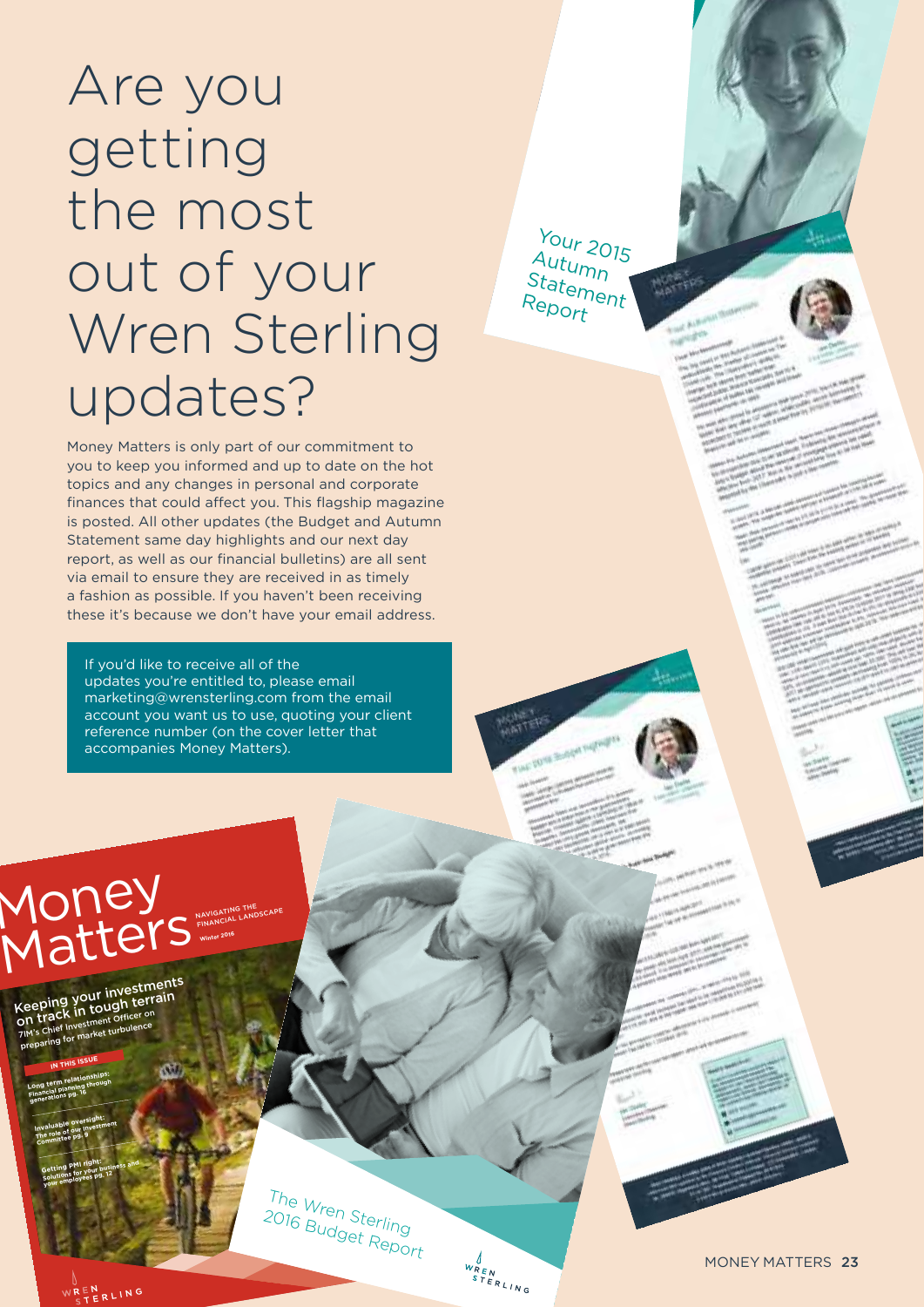# Are you getting the most out of your Wren Sterling updates?

Money Matters is only part of our commitment to you to keep you informed and up to date on the hot topics and any changes in personal and corporate finances that could affect you. This flagship magazine is posted. All other updates (the Budget and Autumn Statement same day highlights and our next day report, as well as our financial bulletins) are all sent via email to ensure they are received in as timely a fashion as possible. If you haven't been receiving these it's because we don't have your email address.

If you'd like to receive all of the updates you're entitled to, please email marketing@wrensterling.com from the email account you want us to use, quoting your client reference number (on the cover letter that accompanies Money Matters).

Your 2015 Autumn Statement Report

The Wren Sterling 2016 Budget Report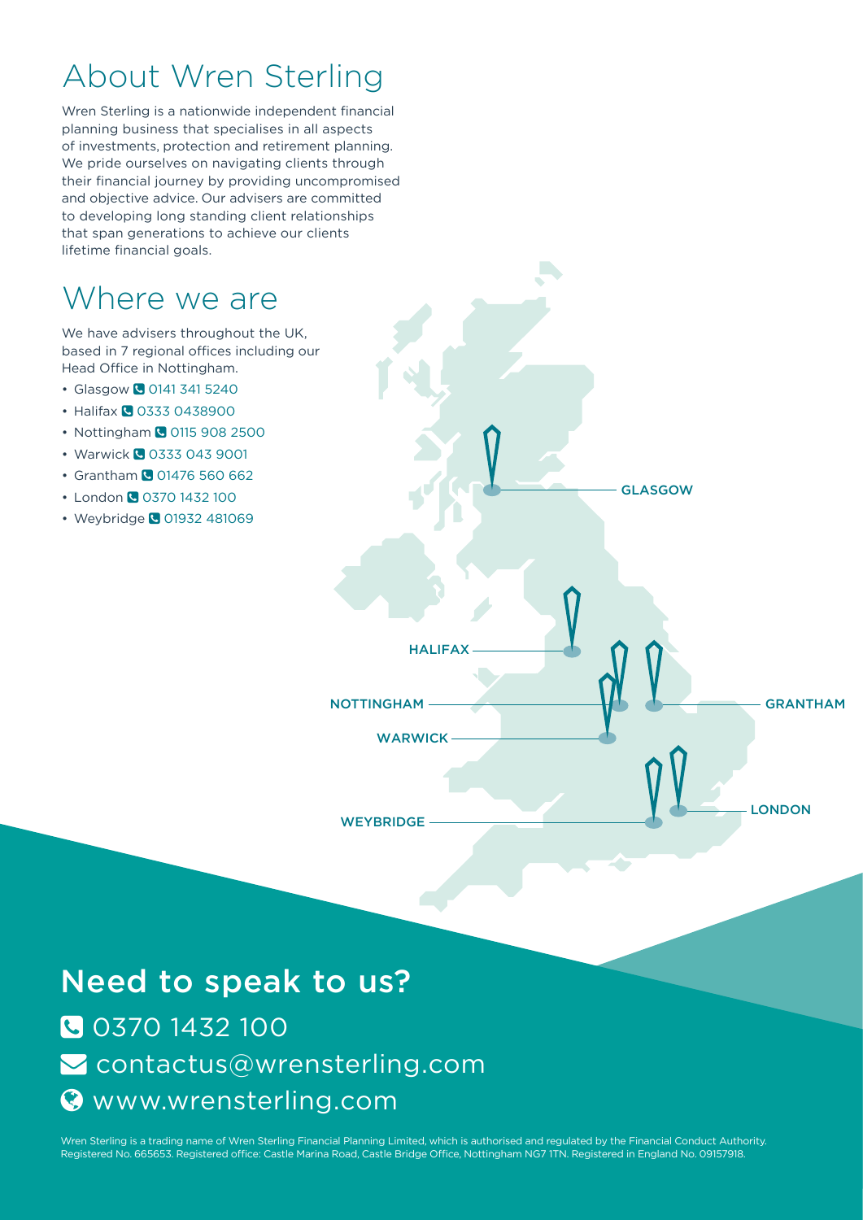# About Wren Sterling

Wren Sterling is a nationwide independent financial planning business that specialises in all aspects of investments, protection and retirement planning. We pride ourselves on navigating clients through their financial journey by providing uncompromised and objective advice. Our advisers are committed to developing long standing client relationships that span generations to achieve our clients lifetime financial goals.

# Where we are

We have advisers throughout the UK, based in 7 regional offices including our Head Office in Nottingham.

- Glasgow 0141 341 5240
- Halifax 0333 0438900
- Nottingham 0115 908 2500
- Warwick 0333 043 9001
- Grantham 01476 560 662
- London 0370 1432 100
- Weybridge 01932 481069

GLASGOW
HALIFAX
NOTTINGHAM
GRANTHAM
WARWICK
WEYBRIDGE
LONDON

## Need to speak to us?

0370 1432 100

contactus@wrensterling.com

www.wrensterling.com

Wren Sterling is a trading name of Wren Sterling Financial Planning Limited, which is authorised and regulated by the Financial Conduct Authority. Registered No. 665653. Registered office: Castle Marina Road, Castle Bridge Office, Nottingham NG7 1TN. Registered in England No. 09157918.